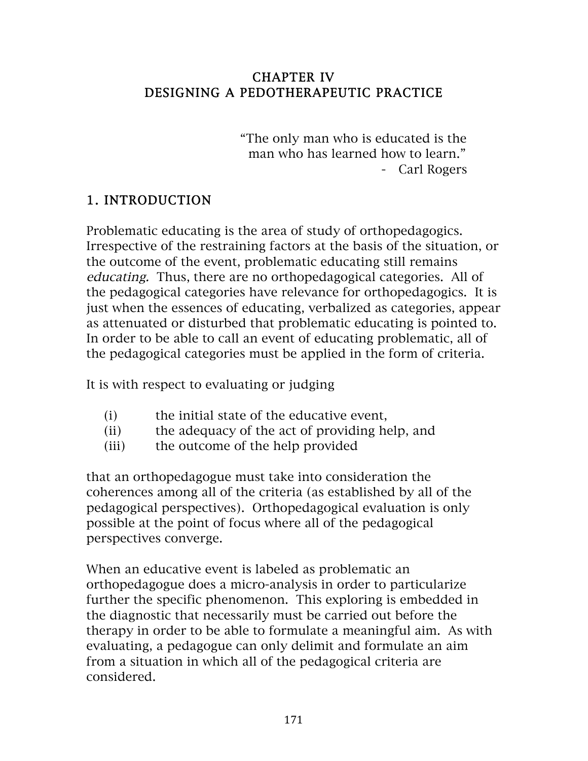# CHAPTER IV
# DESIGNING A PEDOTHERAPEUTIC PRACTICE

> "The only man who is educated is the man who has learned how to learn."
> - Carl Rogers

## 1. INTRODUCTION

Problematic educating is the area of study of orthopedagogics. Irrespective of the restraining factors at the basis of the situation, or the outcome of the event, problematic educating still remains *educating.* Thus, there are no orthopedagogical categories. All of the pedagogical categories have relevance for orthopedagogics. It is just when the essences of educating, verbalized as categories, appear as attenuated or disturbed that problematic educating is pointed to. In order to be able to call an event of educating problematic, all of the pedagogical categories must be applied in the form of criteria.

It is with respect to evaluating or judging

(i) the initial state of the educative event,
(ii) the adequacy of the act of providing help, and
(iii) the outcome of the help provided

that an orthopedagogue must take into consideration the coherences among all of the criteria (as established by all of the pedagogical perspectives). Orthopedagogical evaluation is only possible at the point of focus where all of the pedagogical perspectives converge.

When an educative event is labeled as problematic an orthopedagogue does a micro-analysis in order to particularize further the specific phenomenon. This exploring is embedded in the diagnostic that necessarily must be carried out before the therapy in order to be able to formulate a meaningful aim. As with evaluating, a pedagogue can only delimit and formulate an aim from a situation in which all of the pedagogical criteria are considered.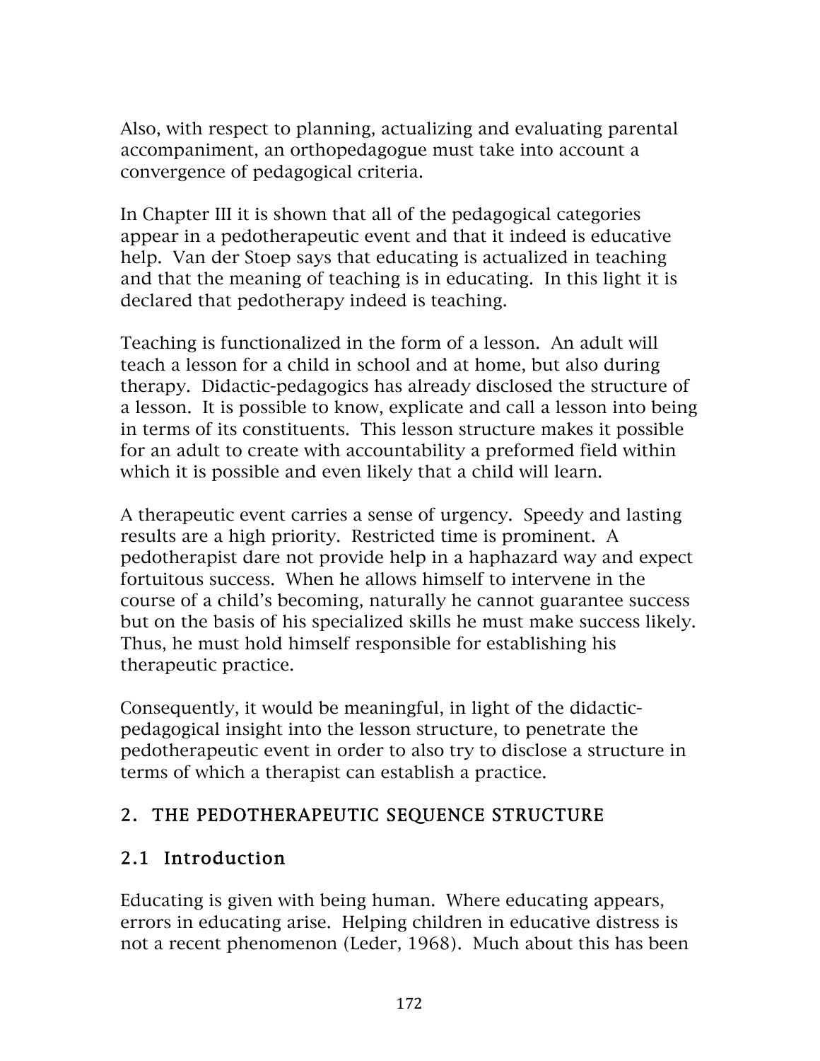Also, with respect to planning, actualizing and evaluating parental accompaniment, an orthopedagogue must take into account a convergence of pedagogical criteria.

In Chapter III it is shown that all of the pedagogical categories appear in a pedotherapeutic event and that it indeed is educative help. Van der Stoep says that educating is actualized in teaching and that the meaning of teaching is in educating. In this light it is declared that pedotherapy indeed is teaching.

Teaching is functionalized in the form of a lesson. An adult will teach a lesson for a child in school and at home, but also during therapy. Didactic-pedagogics has already disclosed the structure of a lesson. It is possible to know, explicate and call a lesson into being in terms of its constituents. This lesson structure makes it possible for an adult to create with accountability a preformed field within which it is possible and even likely that a child will learn.

A therapeutic event carries a sense of urgency. Speedy and lasting results are a high priority. Restricted time is prominent. A pedotherapist dare not provide help in a haphazard way and expect fortuitous success. When he allows himself to intervene in the course of a child's becoming, naturally he cannot guarantee success but on the basis of his specialized skills he must make success likely. Thus, he must hold himself responsible for establishing his therapeutic practice.

Consequently, it would be meaningful, in light of the didactic-pedagogical insight into the lesson structure, to penetrate the pedotherapeutic event in order to also try to disclose a structure in terms of which a therapist can establish a practice.

## 2. THE PEDOTHERAPEUTIC SEQUENCE STRUCTURE

### 2.1 Introduction

Educating is given with being human. Where educating appears, errors in educating arise. Helping children in educative distress is not a recent phenomenon (Leder, 1968). Much about this has been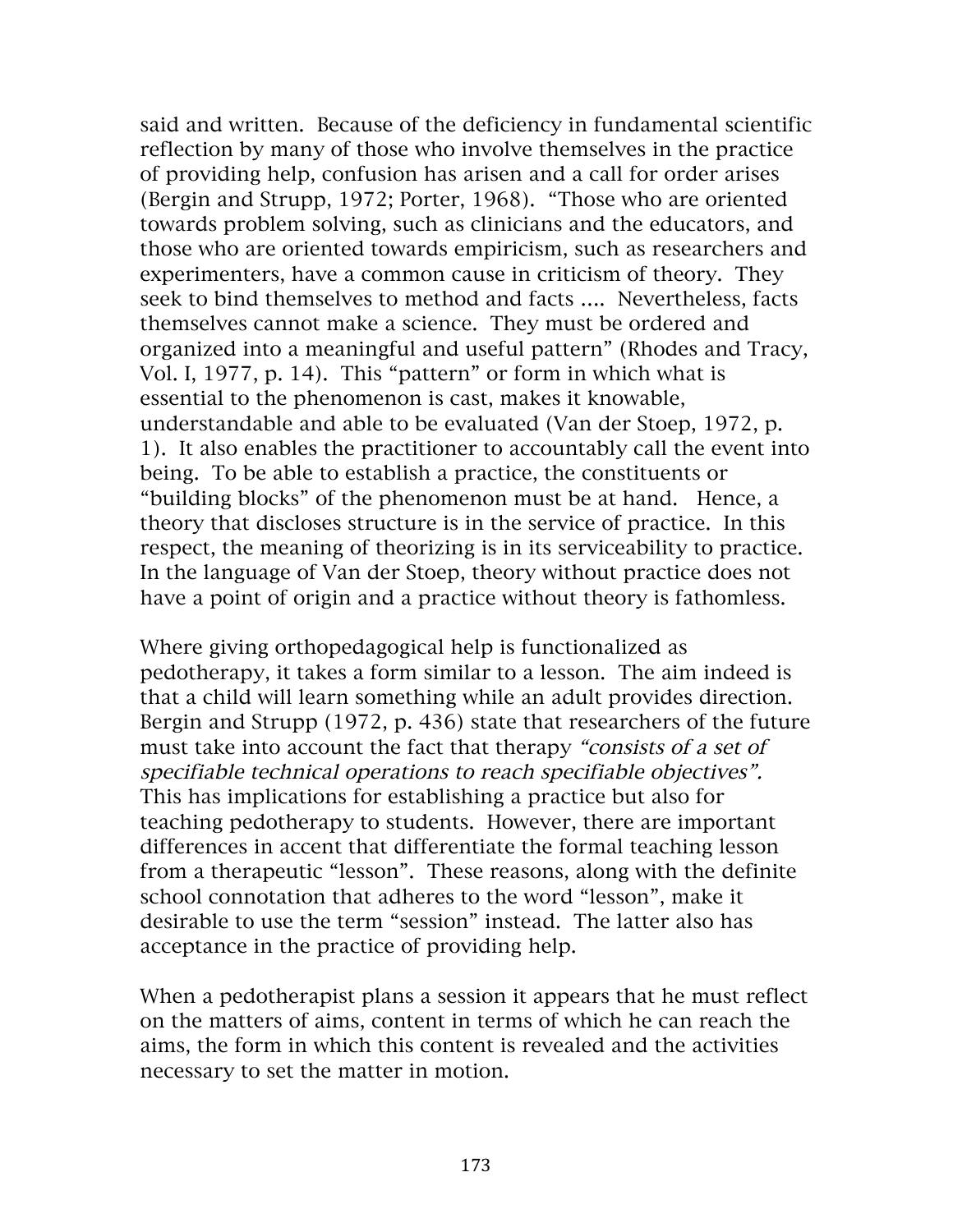said and written. Because of the deficiency in fundamental scientific reflection by many of those who involve themselves in the practice of providing help, confusion has arisen and a call for order arises (Bergin and Strupp, 1972; Porter, 1968). "Those who are oriented towards problem solving, such as clinicians and the educators, and those who are oriented towards empiricism, such as researchers and experimenters, have a common cause in criticism of theory. They seek to bind themselves to method and facts .... Nevertheless, facts themselves cannot make a science. They must be ordered and organized into a meaningful and useful pattern" (Rhodes and Tracy, Vol. I, 1977, p. 14). This "pattern" or form in which what is essential to the phenomenon is cast, makes it knowable, understandable and able to be evaluated (Van der Stoep, 1972, p. 1). It also enables the practitioner to accountably call the event into being. To be able to establish a practice, the constituents or "building blocks" of the phenomenon must be at hand. Hence, a theory that discloses structure is in the service of practice. In this respect, the meaning of theorizing is in its serviceability to practice. In the language of Van der Stoep, theory without practice does not have a point of origin and a practice without theory is fathomless.

Where giving orthopedagogical help is functionalized as pedotherapy, it takes a form similar to a lesson. The aim indeed is that a child will learn something while an adult provides direction. Bergin and Strupp (1972, p. 436) state that researchers of the future must take into account the fact that therapy *"consists of a set of specifiable technical operations to reach specifiable objectives".* This has implications for establishing a practice but also for teaching pedotherapy to students. However, there are important differences in accent that differentiate the formal teaching lesson from a therapeutic "lesson". These reasons, along with the definite school connotation that adheres to the word "lesson", make it desirable to use the term "session" instead. The latter also has acceptance in the practice of providing help.

When a pedotherapist plans a session it appears that he must reflect on the matters of aims, content in terms of which he can reach the aims, the form in which this content is revealed and the activities necessary to set the matter in motion.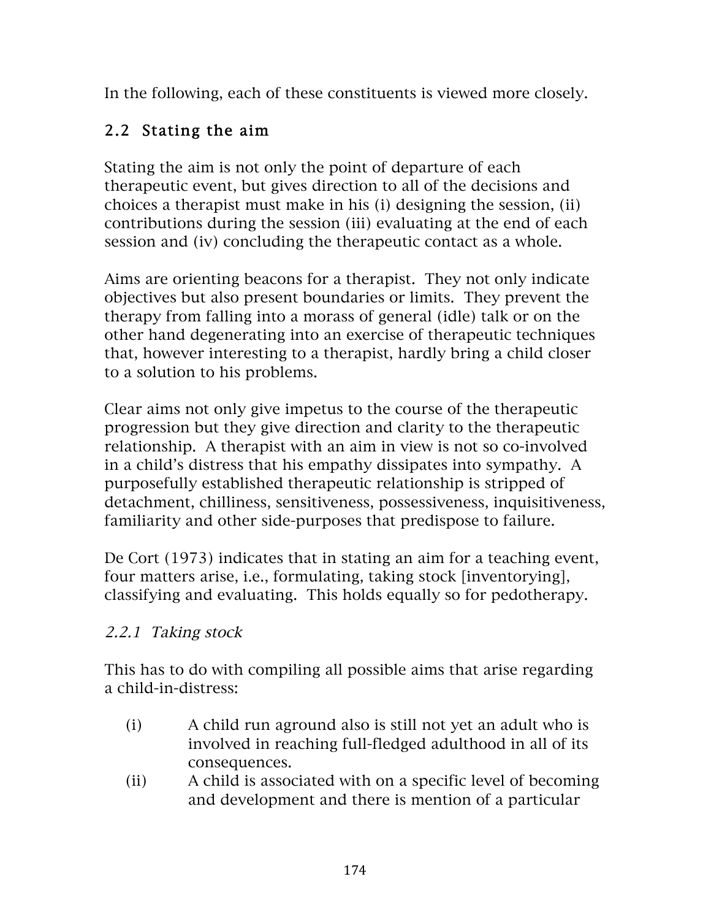In the following, each of these constituents is viewed more closely.

## 2.2 Stating the aim

Stating the aim is not only the point of departure of each therapeutic event, but gives direction to all of the decisions and choices a therapist must make in his (i) designing the session, (ii) contributions during the session (iii) evaluating at the end of each session and (iv) concluding the therapeutic contact as a whole.

Aims are orienting beacons for a therapist. They not only indicate objectives but also present boundaries or limits. They prevent the therapy from falling into a morass of general (idle) talk or on the other hand degenerating into an exercise of therapeutic techniques that, however interesting to a therapist, hardly bring a child closer to a solution to his problems.

Clear aims not only give impetus to the course of the therapeutic progression but they give direction and clarity to the therapeutic relationship. A therapist with an aim in view is not so co-involved in a child's distress that his empathy dissipates into sympathy. A purposefully established therapeutic relationship is stripped of detachment, chilliness, sensitiveness, possessiveness, inquisitiveness, familiarity and other side-purposes that predispose to failure.

De Cort (1973) indicates that in stating an aim for a teaching event, four matters arise, i.e., formulating, taking stock [inventorying], classifying and evaluating. This holds equally so for pedotherapy.

### *2.2.1 Taking stock*

This has to do with compiling all possible aims that arise regarding a child-in-distress:

(i) A child run aground also is still not yet an adult who is involved in reaching full-fledged adulthood in all of its consequences.

(ii) A child is associated with on a specific level of becoming and development and there is mention of a particular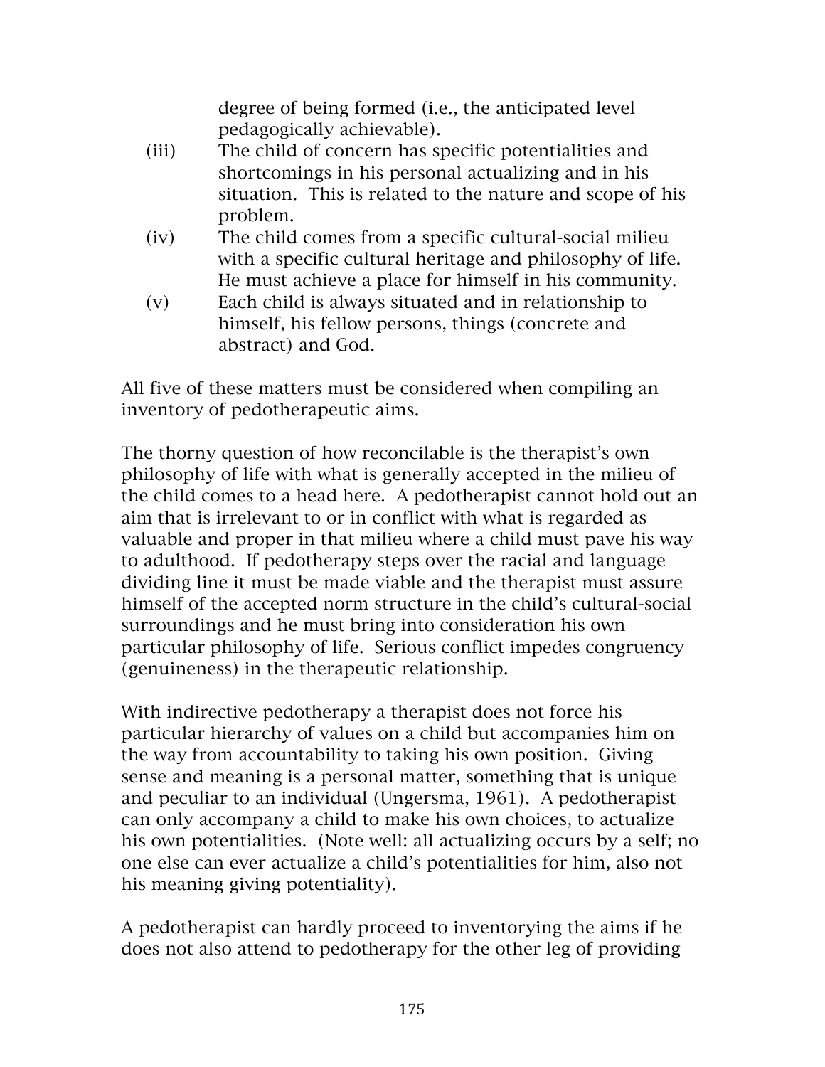degree of being formed (i.e., the anticipated level pedagogically achievable).

(iii) The child of concern has specific potentialities and shortcomings in his personal actualizing and in his situation. This is related to the nature and scope of his problem.

(iv) The child comes from a specific cultural-social milieu with a specific cultural heritage and philosophy of life. He must achieve a place for himself in his community.

(v) Each child is always situated and in relationship to himself, his fellow persons, things (concrete and abstract) and God.

All five of these matters must be considered when compiling an inventory of pedotherapeutic aims.

The thorny question of how reconcilable is the therapist's own philosophy of life with what is generally accepted in the milieu of the child comes to a head here. A pedotherapist cannot hold out an aim that is irrelevant to or in conflict with what is regarded as valuable and proper in that milieu where a child must pave his way to adulthood. If pedotherapy steps over the racial and language dividing line it must be made viable and the therapist must assure himself of the accepted norm structure in the child's cultural-social surroundings and he must bring into consideration his own particular philosophy of life. Serious conflict impedes congruency (genuineness) in the therapeutic relationship.

With indirective pedotherapy a therapist does not force his particular hierarchy of values on a child but accompanies him on the way from accountability to taking his own position. Giving sense and meaning is a personal matter, something that is unique and peculiar to an individual (Ungersma, 1961). A pedotherapist can only accompany a child to make his own choices, to actualize his own potentialities. (Note well: all actualizing occurs by a self; no one else can ever actualize a child's potentialities for him, also not his meaning giving potentiality).

A pedotherapist can hardly proceed to inventorying the aims if he does not also attend to pedotherapy for the other leg of providing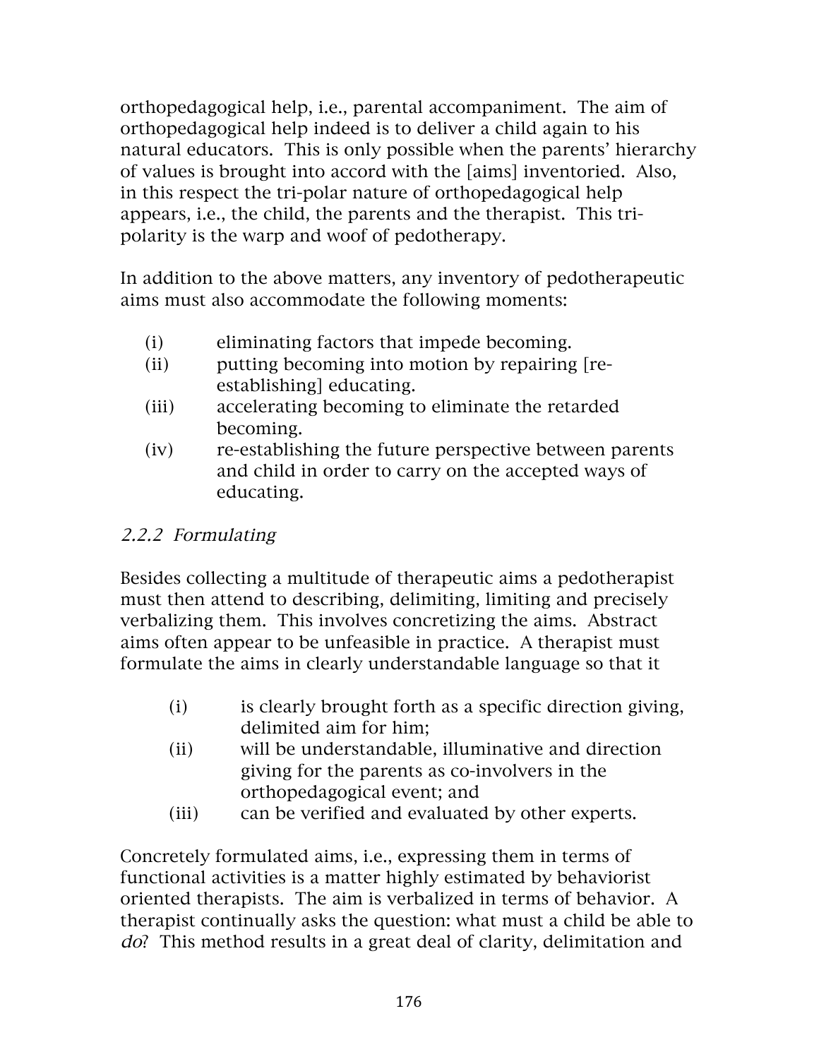orthopedagogical help, i.e., parental accompaniment. The aim of orthopedagogical help indeed is to deliver a child again to his natural educators. This is only possible when the parents' hierarchy of values is brought into accord with the [aims] inventoried. Also, in this respect the tri-polar nature of orthopedagogical help appears, i.e., the child, the parents and the therapist. This tri-polarity is the warp and woof of pedotherapy.

In addition to the above matters, any inventory of pedotherapeutic aims must also accommodate the following moments:

(i) eliminating factors that impede becoming.
(ii) putting becoming into motion by repairing [re-establishing] educating.
(iii) accelerating becoming to eliminate the retarded becoming.
(iv) re-establishing the future perspective between parents and child in order to carry on the accepted ways of educating.

### *2.2.2 Formulating*

Besides collecting a multitude of therapeutic aims a pedotherapist must then attend to describing, delimiting, limiting and precisely verbalizing them. This involves concretizing the aims. Abstract aims often appear to be unfeasible in practice. A therapist must formulate the aims in clearly understandable language so that it

(i) is clearly brought forth as a specific direction giving, delimited aim for him;
(ii) will be understandable, illuminative and direction giving for the parents as co-involvers in the orthopedagogical event; and
(iii) can be verified and evaluated by other experts.

Concretely formulated aims, i.e., expressing them in terms of functional activities is a matter highly estimated by behaviorist oriented therapists. The aim is verbalized in terms of behavior. A therapist continually asks the question: what must a child be able to *do*? This method results in a great deal of clarity, delimitation and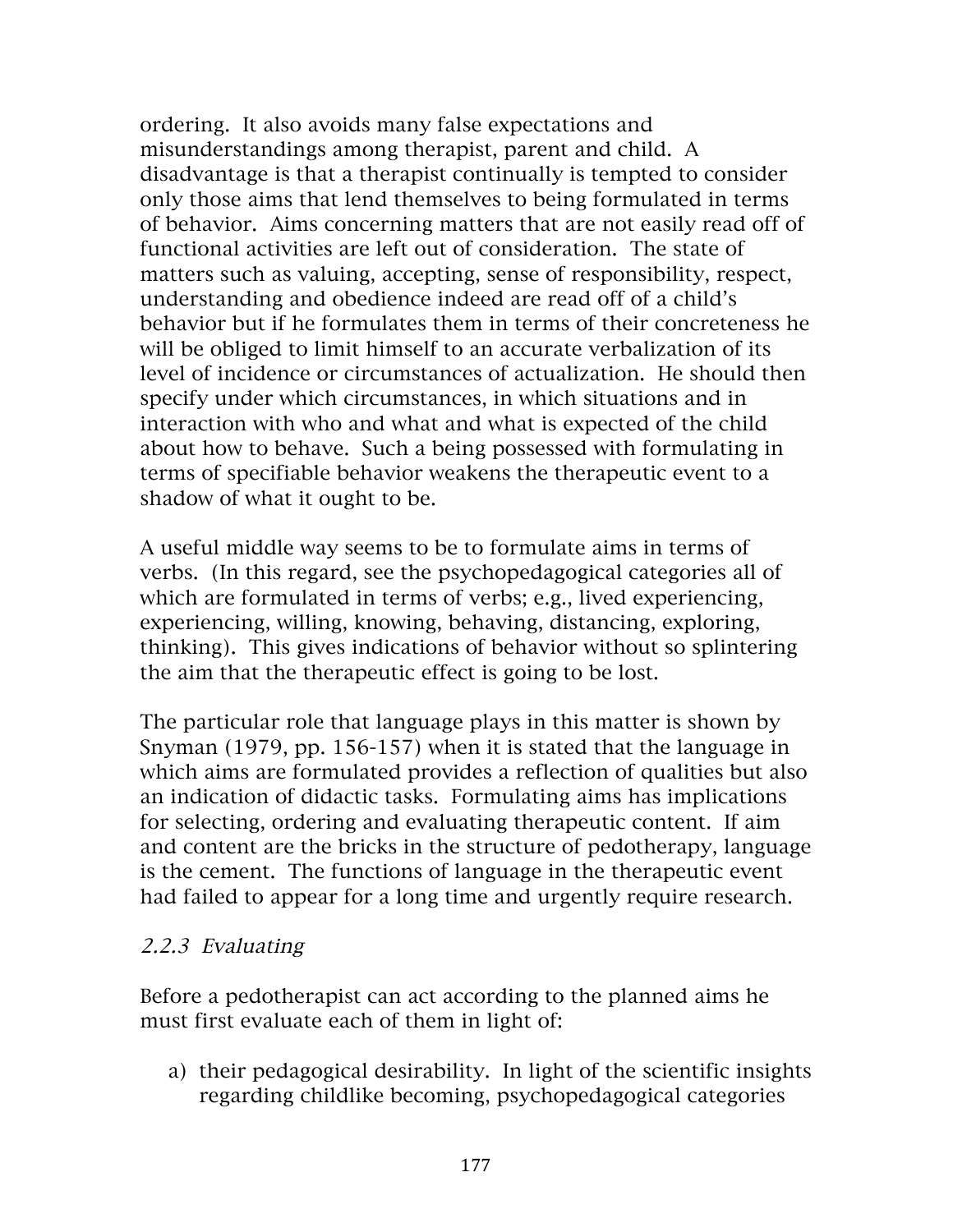ordering. It also avoids many false expectations and misunderstandings among therapist, parent and child. A disadvantage is that a therapist continually is tempted to consider only those aims that lend themselves to being formulated in terms of behavior. Aims concerning matters that are not easily read off of functional activities are left out of consideration. The state of matters such as valuing, accepting, sense of responsibility, respect, understanding and obedience indeed are read off of a child's behavior but if he formulates them in terms of their concreteness he will be obliged to limit himself to an accurate verbalization of its level of incidence or circumstances of actualization. He should then specify under which circumstances, in which situations and in interaction with who and what and what is expected of the child about how to behave. Such a being possessed with formulating in terms of specifiable behavior weakens the therapeutic event to a shadow of what it ought to be.

A useful middle way seems to be to formulate aims in terms of verbs. (In this regard, see the psychopedagogical categories all of which are formulated in terms of verbs; e.g., lived experiencing, experiencing, willing, knowing, behaving, distancing, exploring, thinking). This gives indications of behavior without so splintering the aim that the therapeutic effect is going to be lost.

The particular role that language plays in this matter is shown by Snyman (1979, pp. 156-157) when it is stated that the language in which aims are formulated provides a reflection of qualities but also an indication of didactic tasks. Formulating aims has implications for selecting, ordering and evaluating therapeutic content. If aim and content are the bricks in the structure of pedotherapy, language is the cement. The functions of language in the therapeutic event had failed to appear for a long time and urgently require research.

### *2.2.3 Evaluating*

Before a pedotherapist can act according to the planned aims he must first evaluate each of them in light of:

a) their pedagogical desirability. In light of the scientific insights regarding childlike becoming, psychopedagogical categories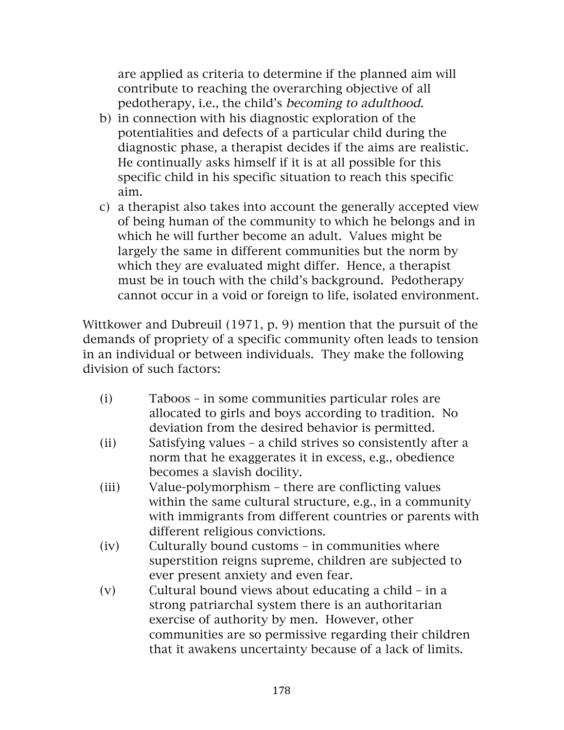are applied as criteria to determine if the planned aim will contribute to reaching the overarching objective of all pedotherapy, i.e., the child's *becoming to adulthood.*

b) in connection with his diagnostic exploration of the potentialities and defects of a particular child during the diagnostic phase, a therapist decides if the aims are realistic. He continually asks himself if it is at all possible for this specific child in his specific situation to reach this specific aim.
c) a therapist also takes into account the generally accepted view of being human of the community to which he belongs and in which he will further become an adult. Values might be largely the same in different communities but the norm by which they are evaluated might differ. Hence, a therapist must be in touch with the child's background. Pedotherapy cannot occur in a void or foreign to life, isolated environment.

Wittkower and Dubreuil (1971, p. 9) mention that the pursuit of the demands of propriety of a specific community often leads to tension in an individual or between individuals. They make the following division of such factors:

(i) Taboos – in some communities particular roles are allocated to girls and boys according to tradition. No deviation from the desired behavior is permitted.

(ii) Satisfying values – a child strives so consistently after a norm that he exaggerates it in excess, e.g., obedience becomes a slavish docility.

(iii) Value-polymorphism – there are conflicting values within the same cultural structure, e.g., in a community with immigrants from different countries or parents with different religious convictions.

(iv) Culturally bound customs – in communities where superstition reigns supreme, children are subjected to ever present anxiety and even fear.

(v) Cultural bound views about educating a child – in a strong patriarchal system there is an authoritarian exercise of authority by men. However, other communities are so permissive regarding their children that it awakens uncertainty because of a lack of limits.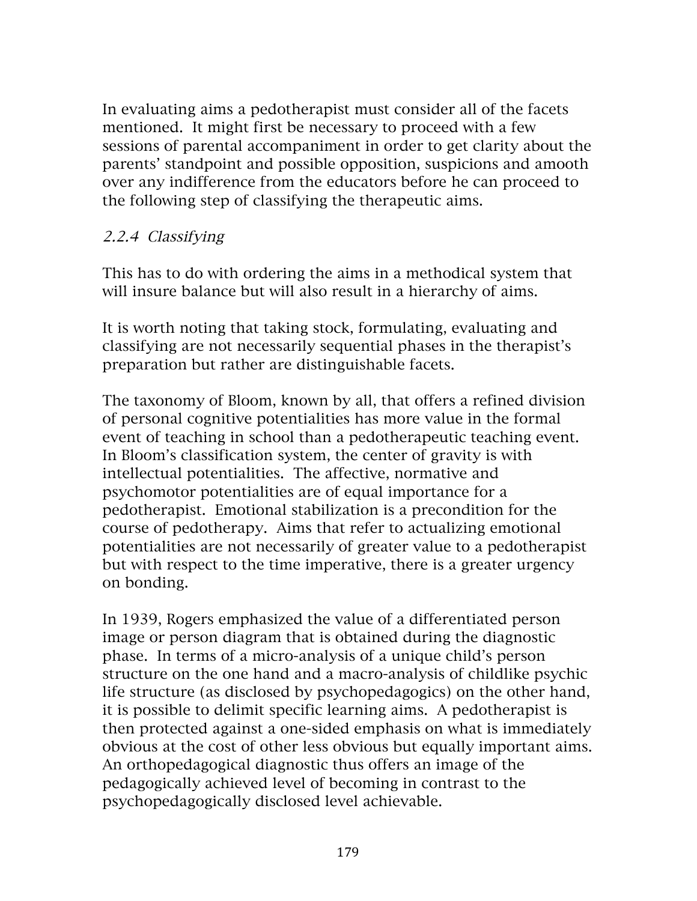In evaluating aims a pedotherapist must consider all of the facets mentioned. It might first be necessary to proceed with a few sessions of parental accompaniment in order to get clarity about the parents' standpoint and possible opposition, suspicions and amooth over any indifference from the educators before he can proceed to the following step of classifying the therapeutic aims.

### *2.2.4 Classifying*

This has to do with ordering the aims in a methodical system that will insure balance but will also result in a hierarchy of aims.

It is worth noting that taking stock, formulating, evaluating and classifying are not necessarily sequential phases in the therapist's preparation but rather are distinguishable facets.

The taxonomy of Bloom, known by all, that offers a refined division of personal cognitive potentialities has more value in the formal event of teaching in school than a pedotherapeutic teaching event. In Bloom's classification system, the center of gravity is with intellectual potentialities. The affective, normative and psychomotor potentialities are of equal importance for a pedotherapist. Emotional stabilization is a precondition for the course of pedotherapy. Aims that refer to actualizing emotional potentialities are not necessarily of greater value to a pedotherapist but with respect to the time imperative, there is a greater urgency on bonding.

In 1939, Rogers emphasized the value of a differentiated person image or person diagram that is obtained during the diagnostic phase. In terms of a micro-analysis of a unique child's person structure on the one hand and a macro-analysis of childlike psychic life structure (as disclosed by psychopedagogics) on the other hand, it is possible to delimit specific learning aims. A pedotherapist is then protected against a one-sided emphasis on what is immediately obvious at the cost of other less obvious but equally important aims. An orthopedagogical diagnostic thus offers an image of the pedagogically achieved level of becoming in contrast to the psychopedagogically disclosed level achievable.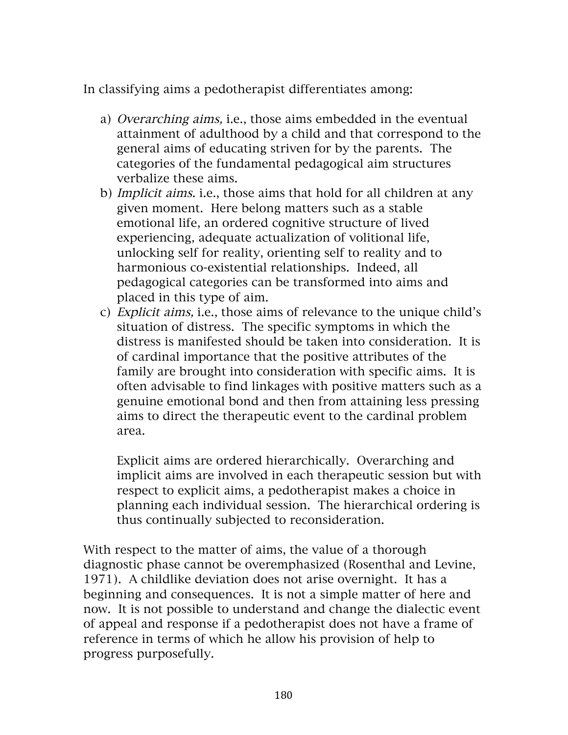In classifying aims a pedotherapist differentiates among:

a) *Overarching aims,* i.e., those aims embedded in the eventual attainment of adulthood by a child and that correspond to the general aims of educating striven for by the parents. The categories of the fundamental pedagogical aim structures verbalize these aims.
b) *Implicit aims.* i.e., those aims that hold for all children at any given moment. Here belong matters such as a stable emotional life, an ordered cognitive structure of lived experiencing, adequate actualization of volitional life, unlocking self for reality, orienting self to reality and to harmonious co-existential relationships. Indeed, all pedagogical categories can be transformed into aims and placed in this type of aim.
c) *Explicit aims,* i.e., those aims of relevance to the unique child's situation of distress. The specific symptoms in which the distress is manifested should be taken into consideration. It is of cardinal importance that the positive attributes of the family are brought into consideration with specific aims. It is often advisable to find linkages with positive matters such as a genuine emotional bond and then from attaining less pressing aims to direct the therapeutic event to the cardinal problem area.

   Explicit aims are ordered hierarchically. Overarching and implicit aims are involved in each therapeutic session but with respect to explicit aims, a pedotherapist makes a choice in planning each individual session. The hierarchical ordering is thus continually subjected to reconsideration.

With respect to the matter of aims, the value of a thorough diagnostic phase cannot be overemphasized (Rosenthal and Levine, 1971). A childlike deviation does not arise overnight. It has a beginning and consequences. It is not a simple matter of here and now. It is not possible to understand and change the dialectic event of appeal and response if a pedotherapist does not have a frame of reference in terms of which he allow his provision of help to progress purposefully.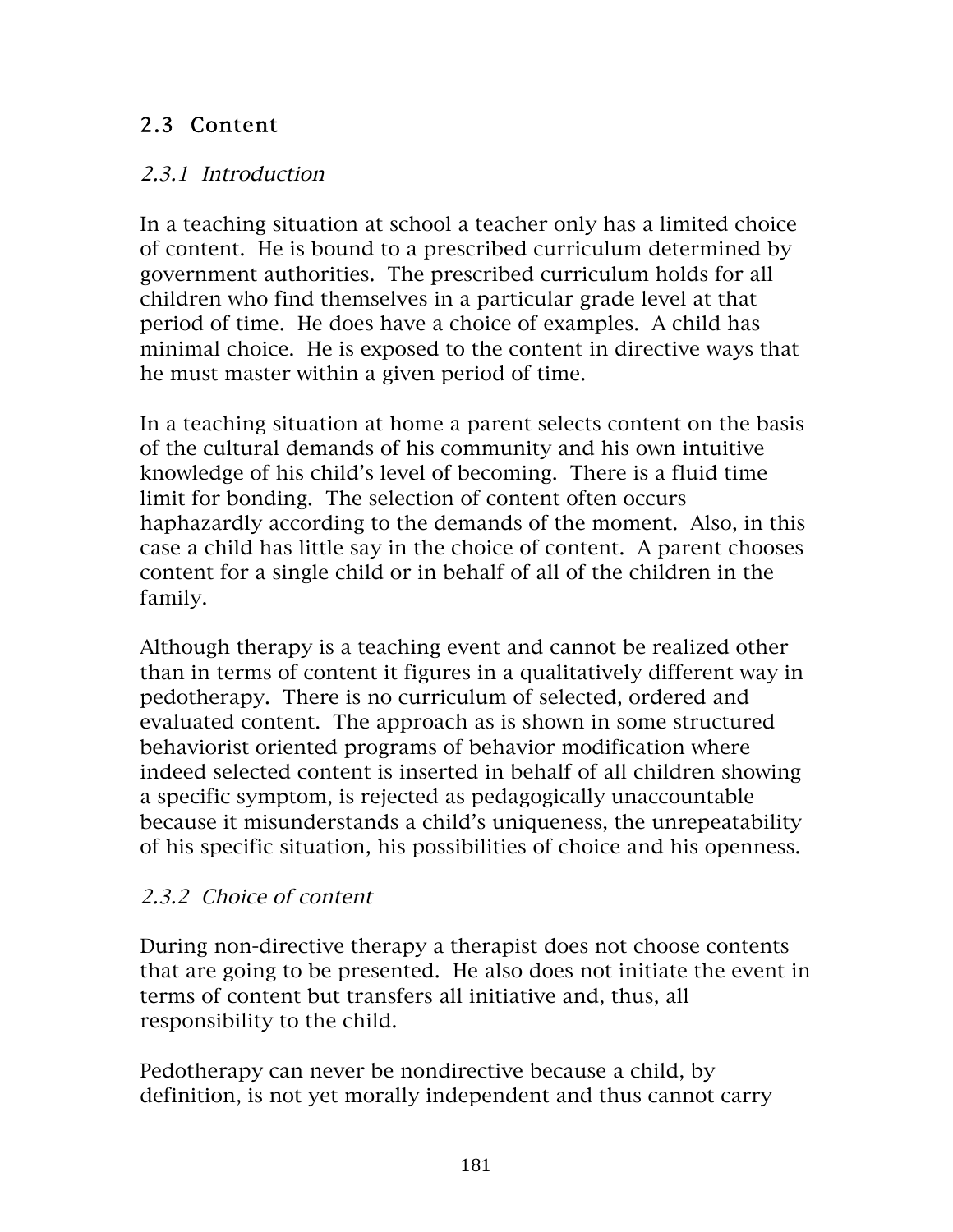## 2.3 Content

### *2.3.1 Introduction*

In a teaching situation at school a teacher only has a limited choice of content. He is bound to a prescribed curriculum determined by government authorities. The prescribed curriculum holds for all children who find themselves in a particular grade level at that period of time. He does have a choice of examples. A child has minimal choice. He is exposed to the content in directive ways that he must master within a given period of time.

In a teaching situation at home a parent selects content on the basis of the cultural demands of his community and his own intuitive knowledge of his child's level of becoming. There is a fluid time limit for bonding. The selection of content often occurs haphazardly according to the demands of the moment. Also, in this case a child has little say in the choice of content. A parent chooses content for a single child or in behalf of all of the children in the family.

Although therapy is a teaching event and cannot be realized other than in terms of content it figures in a qualitatively different way in pedotherapy. There is no curriculum of selected, ordered and evaluated content. The approach as is shown in some structured behaviorist oriented programs of behavior modification where indeed selected content is inserted in behalf of all children showing a specific symptom, is rejected as pedagogically unaccountable because it misunderstands a child's uniqueness, the unrepeatability of his specific situation, his possibilities of choice and his openness.

### *2.3.2 Choice of content*

During non-directive therapy a therapist does not choose contents that are going to be presented. He also does not initiate the event in terms of content but transfers all initiative and, thus, all responsibility to the child.

Pedotherapy can never be nondirective because a child, by definition, is not yet morally independent and thus cannot carry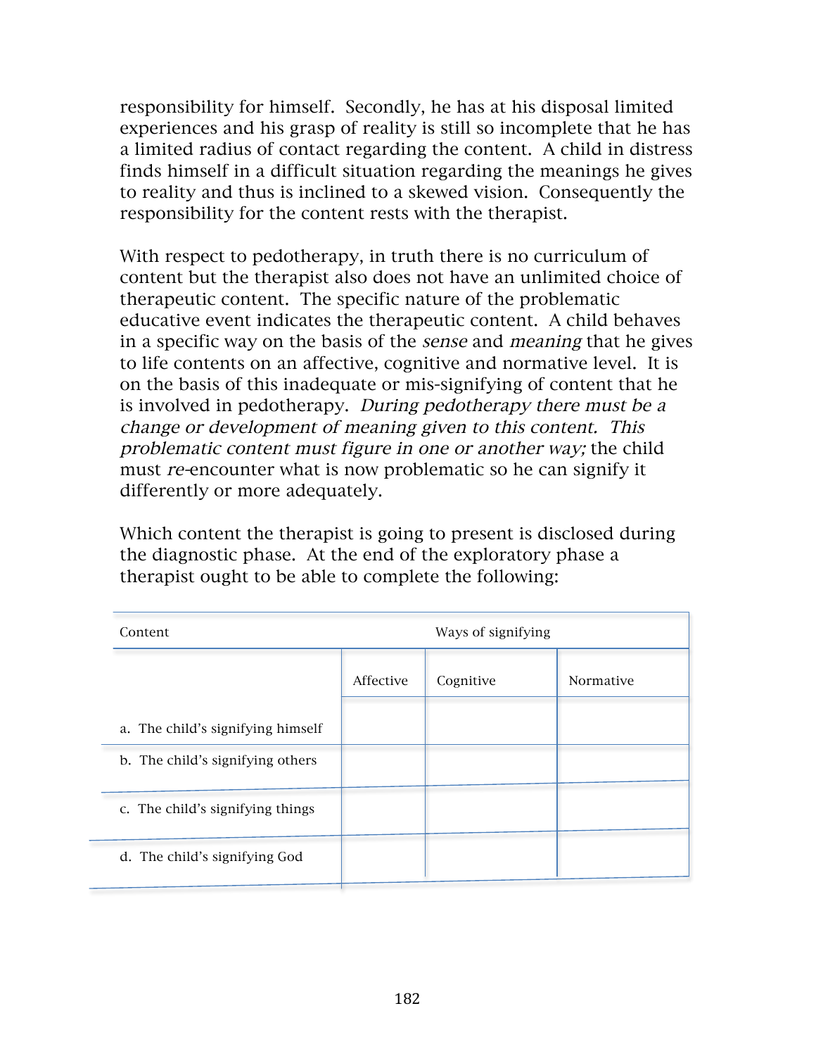responsibility for himself. Secondly, he has at his disposal limited experiences and his grasp of reality is still so incomplete that he has a limited radius of contact regarding the content. A child in distress finds himself in a difficult situation regarding the meanings he gives to reality and thus is inclined to a skewed vision. Consequently the responsibility for the content rests with the therapist.

With respect to pedotherapy, in truth there is no curriculum of content but the therapist also does not have an unlimited choice of therapeutic content. The specific nature of the problematic educative event indicates the therapeutic content. A child behaves in a specific way on the basis of the *sense* and *meaning* that he gives to life contents on an affective, cognitive and normative level. It is on the basis of this inadequate or mis-signifying of content that he is involved in pedotherapy. *During pedotherapy there must be a change or development of meaning given to this content. This problematic content must figure in one or another way;* the child must *re*-encounter what is now problematic so he can signify it differently or more adequately.

Which content the therapist is going to present is disclosed during the diagnostic phase. At the end of the exploratory phase a therapist ought to be able to complete the following:

| Content | Ways of signifying | | |
|---|---|---|---|
| | Affective | Cognitive | Normative |
| a. The child's signifying himself | | | |
| b. The child's signifying others | | | |
| c. The child's signifying things | | | |
| d. The child's signifying God | | | |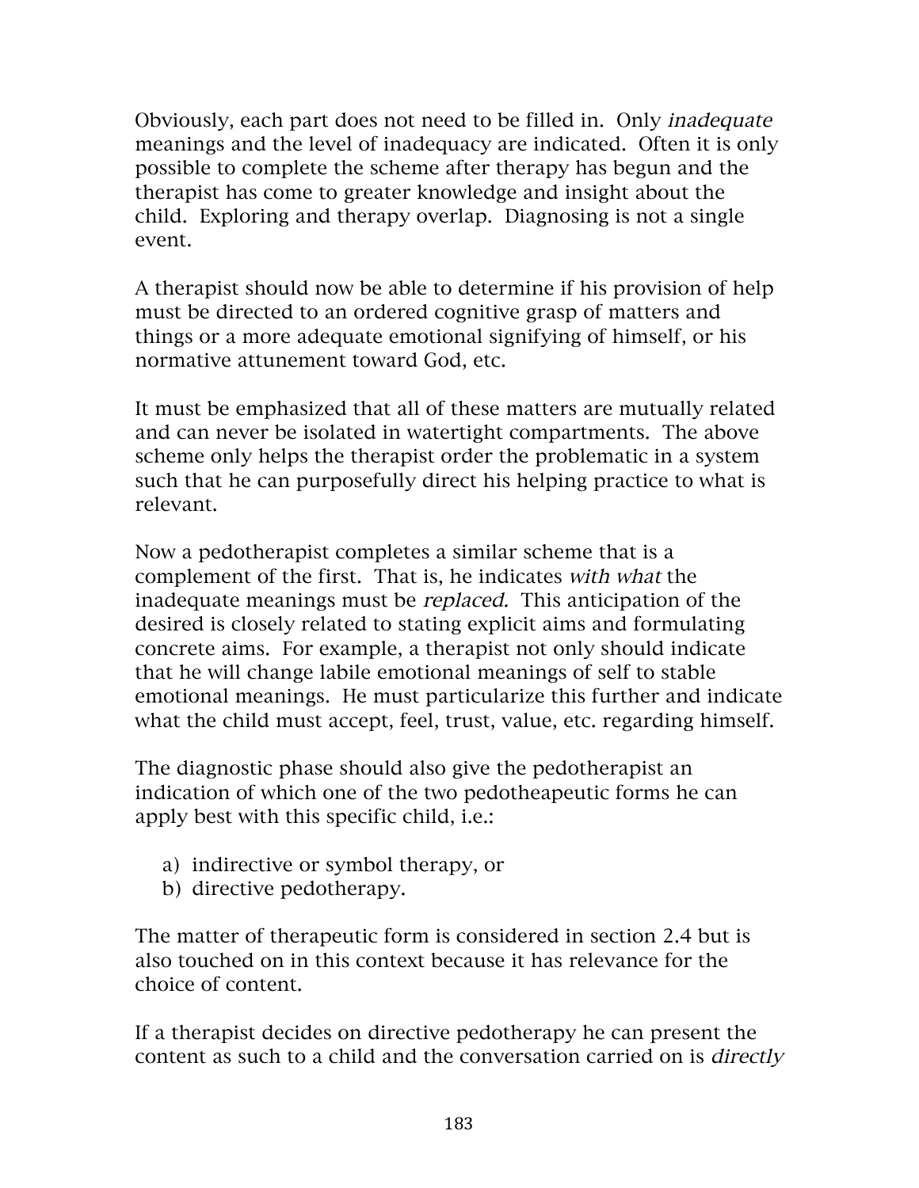Obviously, each part does not need to be filled in. Only *inadequate* meanings and the level of inadequacy are indicated. Often it is only possible to complete the scheme after therapy has begun and the therapist has come to greater knowledge and insight about the child. Exploring and therapy overlap. Diagnosing is not a single event.

A therapist should now be able to determine if his provision of help must be directed to an ordered cognitive grasp of matters and things or a more adequate emotional signifying of himself, or his normative attunement toward God, etc.

It must be emphasized that all of these matters are mutually related and can never be isolated in watertight compartments. The above scheme only helps the therapist order the problematic in a system such that he can purposefully direct his helping practice to what is relevant.

Now a pedotherapist completes a similar scheme that is a complement of the first. That is, he indicates *with what* the inadequate meanings must be *replaced.* This anticipation of the desired is closely related to stating explicit aims and formulating concrete aims. For example, a therapist not only should indicate that he will change labile emotional meanings of self to stable emotional meanings. He must particularize this further and indicate what the child must accept, feel, trust, value, etc. regarding himself.

The diagnostic phase should also give the pedotherapist an indication of which one of the two pedotheapeutic forms he can apply best with this specific child, i.e.:

a) indirective or symbol therapy, or
b) directive pedotherapy.

The matter of therapeutic form is considered in section 2.4 but is also touched on in this context because it has relevance for the choice of content.

If a therapist decides on directive pedotherapy he can present the content as such to a child and the conversation carried on is *directly*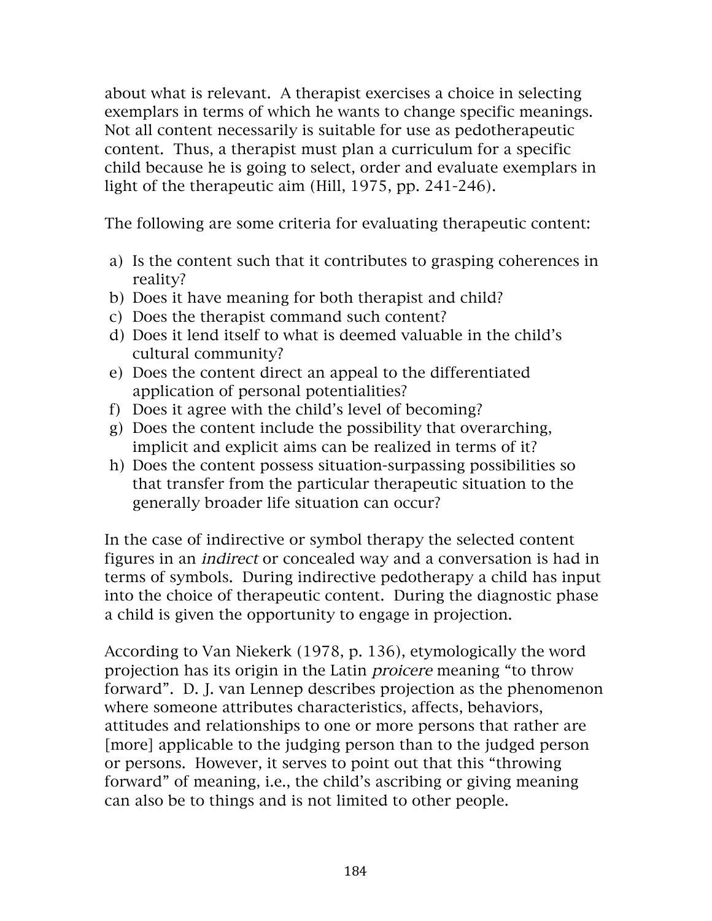about what is relevant. A therapist exercises a choice in selecting exemplars in terms of which he wants to change specific meanings. Not all content necessarily is suitable for use as pedotherapeutic content. Thus, a therapist must plan a curriculum for a specific child because he is going to select, order and evaluate exemplars in light of the therapeutic aim (Hill, 1975, pp. 241-246).

The following are some criteria for evaluating therapeutic content:

a) Is the content such that it contributes to grasping coherences in reality?
b) Does it have meaning for both therapist and child?
c) Does the therapist command such content?
d) Does it lend itself to what is deemed valuable in the child's cultural community?
e) Does the content direct an appeal to the differentiated application of personal potentialities?
f) Does it agree with the child's level of becoming?
g) Does the content include the possibility that overarching, implicit and explicit aims can be realized in terms of it?
h) Does the content possess situation-surpassing possibilities so that transfer from the particular therapeutic situation to the generally broader life situation can occur?

In the case of indirective or symbol therapy the selected content figures in an *indirect* or concealed way and a conversation is had in terms of symbols. During indirective pedotherapy a child has input into the choice of therapeutic content. During the diagnostic phase a child is given the opportunity to engage in projection.

According to Van Niekerk (1978, p. 136), etymologically the word projection has its origin in the Latin *proicere* meaning "to throw forward". D. J. van Lennep describes projection as the phenomenon where someone attributes characteristics, affects, behaviors, attitudes and relationships to one or more persons that rather are [more] applicable to the judging person than to the judged person or persons. However, it serves to point out that this "throwing forward" of meaning, i.e., the child's ascribing or giving meaning can also be to things and is not limited to other people.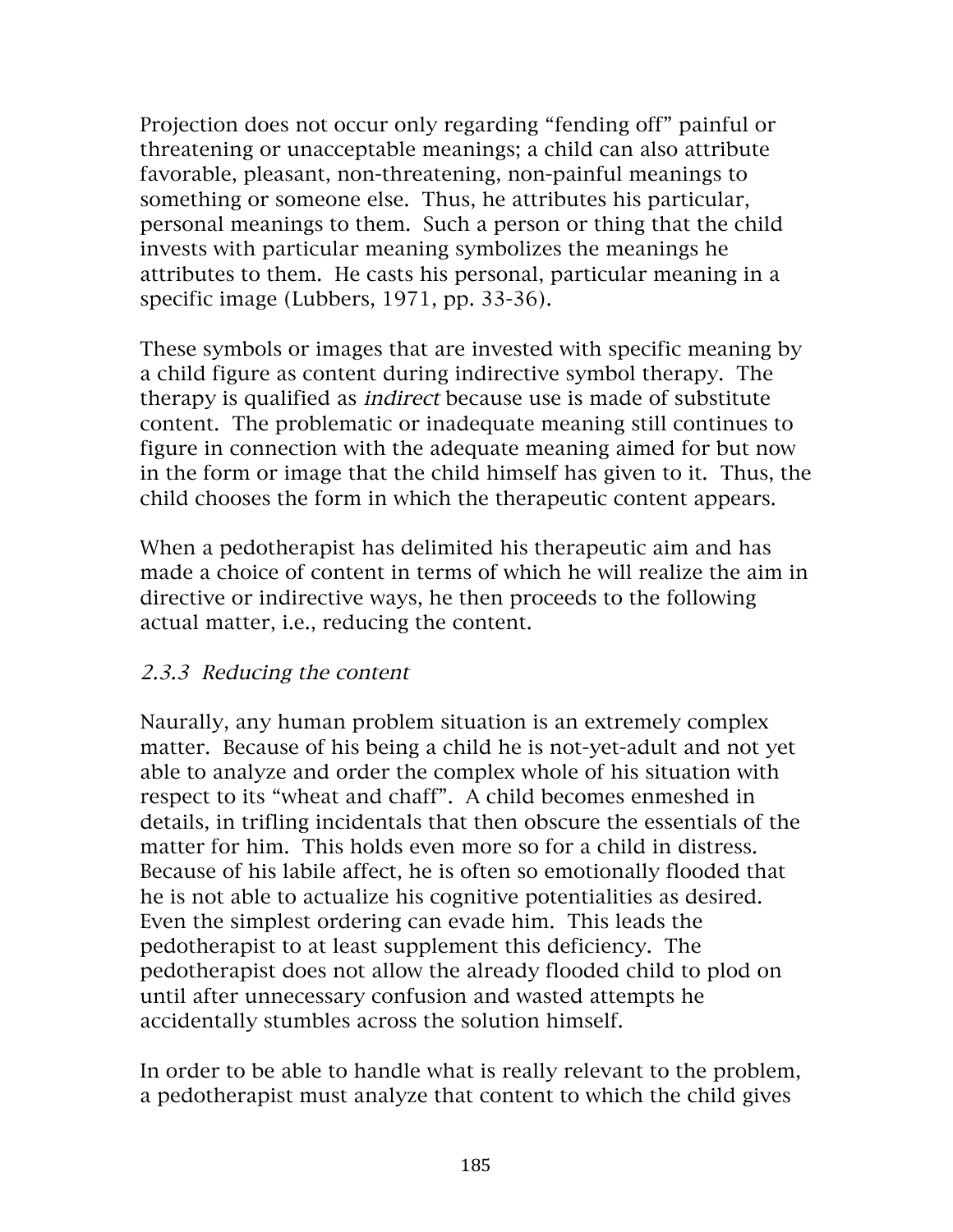Projection does not occur only regarding "fending off" painful or threatening or unacceptable meanings; a child can also attribute favorable, pleasant, non-threatening, non-painful meanings to something or someone else. Thus, he attributes his particular, personal meanings to them. Such a person or thing that the child invests with particular meaning symbolizes the meanings he attributes to them. He casts his personal, particular meaning in a specific image (Lubbers, 1971, pp. 33-36).

These symbols or images that are invested with specific meaning by a child figure as content during indirective symbol therapy. The therapy is qualified as *indirect* because use is made of substitute content. The problematic or inadequate meaning still continues to figure in connection with the adequate meaning aimed for but now in the form or image that the child himself has given to it. Thus, the child chooses the form in which the therapeutic content appears.

When a pedotherapist has delimited his therapeutic aim and has made a choice of content in terms of which he will realize the aim in directive or indirective ways, he then proceeds to the following actual matter, i.e., reducing the content.

### *2.3.3 Reducing the content*

Naurally, any human problem situation is an extremely complex matter. Because of his being a child he is not-yet-adult and not yet able to analyze and order the complex whole of his situation with respect to its "wheat and chaff". A child becomes enmeshed in details, in trifling incidentals that then obscure the essentials of the matter for him. This holds even more so for a child in distress. Because of his labile affect, he is often so emotionally flooded that he is not able to actualize his cognitive potentialities as desired. Even the simplest ordering can evade him. This leads the pedotherapist to at least supplement this deficiency. The pedotherapist does not allow the already flooded child to plod on until after unnecessary confusion and wasted attempts he accidentally stumbles across the solution himself.

In order to be able to handle what is really relevant to the problem, a pedotherapist must analyze that content to which the child gives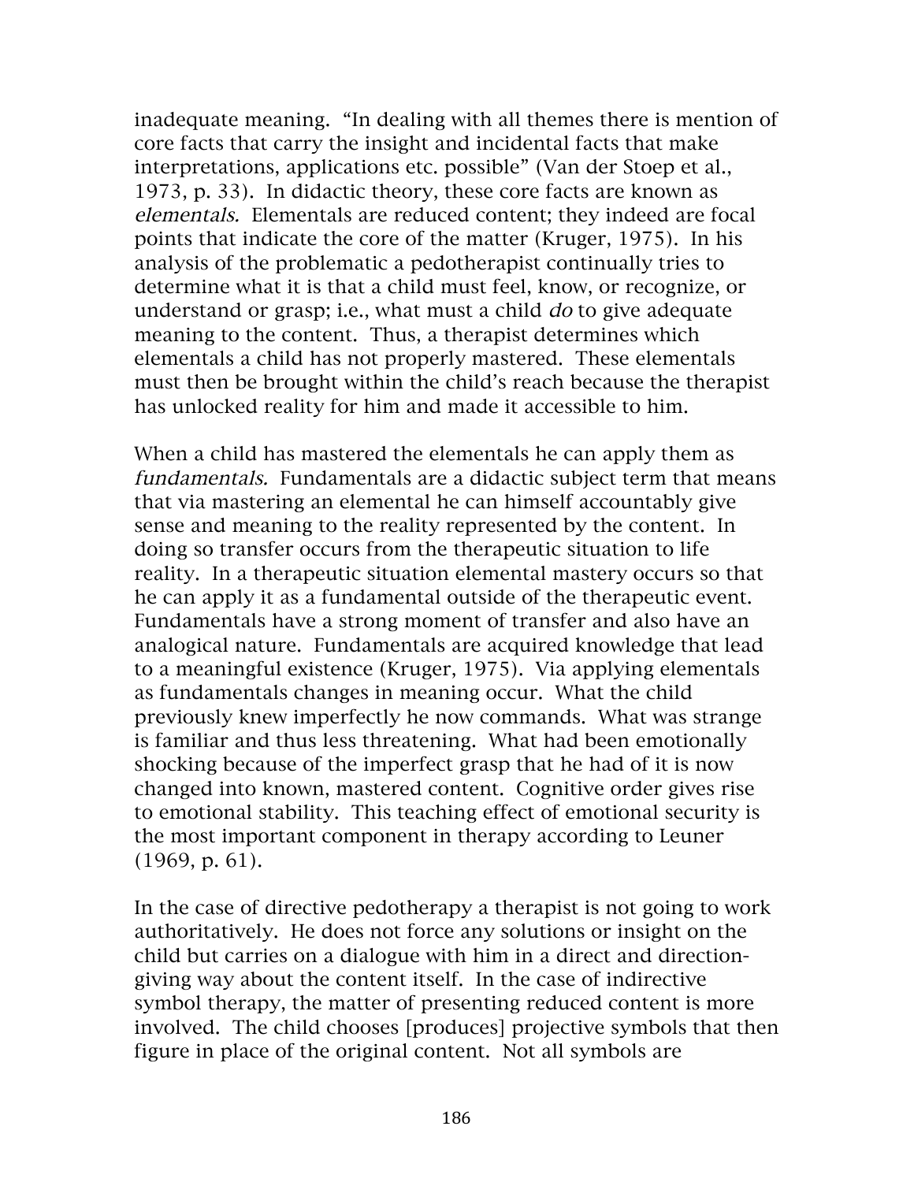inadequate meaning. "In dealing with all themes there is mention of core facts that carry the insight and incidental facts that make interpretations, applications etc. possible" (Van der Stoep et al., 1973, p. 33). In didactic theory, these core facts are known as *elementals.* Elementals are reduced content; they indeed are focal points that indicate the core of the matter (Kruger, 1975). In his analysis of the problematic a pedotherapist continually tries to determine what it is that a child must feel, know, or recognize, or understand or grasp; i.e., what must a child *do* to give adequate meaning to the content. Thus, a therapist determines which elementals a child has not properly mastered. These elementals must then be brought within the child's reach because the therapist has unlocked reality for him and made it accessible to him.

When a child has mastered the elementals he can apply them as *fundamentals.* Fundamentals are a didactic subject term that means that via mastering an elemental he can himself accountably give sense and meaning to the reality represented by the content. In doing so transfer occurs from the therapeutic situation to life reality. In a therapeutic situation elemental mastery occurs so that he can apply it as a fundamental outside of the therapeutic event. Fundamentals have a strong moment of transfer and also have an analogical nature. Fundamentals are acquired knowledge that lead to a meaningful existence (Kruger, 1975). Via applying elementals as fundamentals changes in meaning occur. What the child previously knew imperfectly he now commands. What was strange is familiar and thus less threatening. What had been emotionally shocking because of the imperfect grasp that he had of it is now changed into known, mastered content. Cognitive order gives rise to emotional stability. This teaching effect of emotional security is the most important component in therapy according to Leuner (1969, p. 61).

In the case of directive pedotherapy a therapist is not going to work authoritatively. He does not force any solutions or insight on the child but carries on a dialogue with him in a direct and direction-giving way about the content itself. In the case of indirective symbol therapy, the matter of presenting reduced content is more involved. The child chooses [produces] projective symbols that then figure in place of the original content. Not all symbols are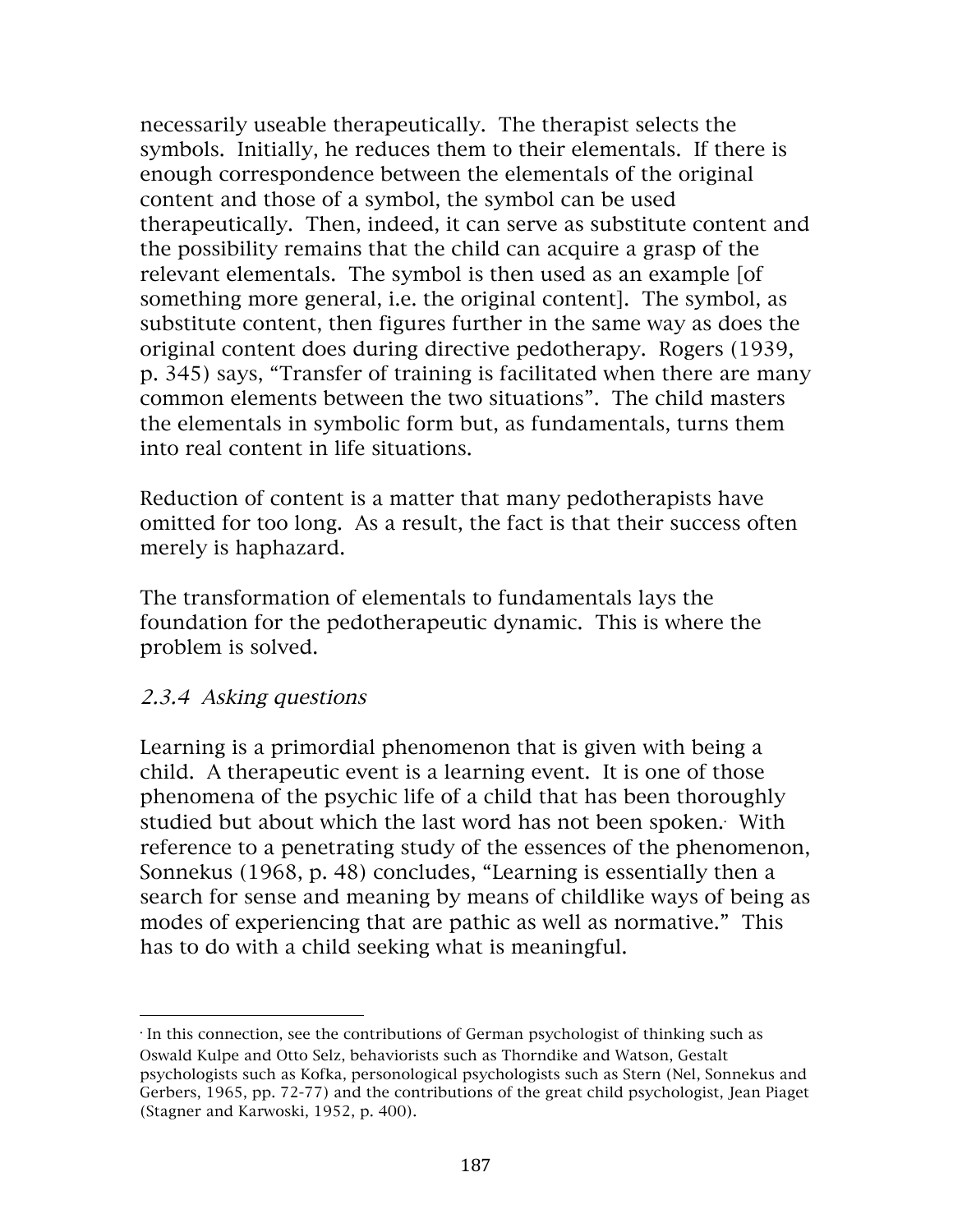necessarily useable therapeutically. The therapist selects the symbols. Initially, he reduces them to their elementals. If there is enough correspondence between the elementals of the original content and those of a symbol, the symbol can be used therapeutically. Then, indeed, it can serve as substitute content and the possibility remains that the child can acquire a grasp of the relevant elementals. The symbol is then used as an example [of something more general, i.e. the original content]. The symbol, as substitute content, then figures further in the same way as does the original content does during directive pedotherapy. Rogers (1939, p. 345) says, "Transfer of training is facilitated when there are many common elements between the two situations". The child masters the elementals in symbolic form but, as fundamentals, turns them into real content in life situations.

Reduction of content is a matter that many pedotherapists have omitted for too long. As a result, the fact is that their success often merely is haphazard.

The transformation of elementals to fundamentals lays the foundation for the pedotherapeutic dynamic. This is where the problem is solved.

### *2.3.4 Asking questions*

Learning is a primordial phenomenon that is given with being a child. A therapeutic event is a learning event. It is one of those phenomena of the psychic life of a child that has been thoroughly studied but about which the last word has not been spoken.[*] With reference to a penetrating study of the essences of the phenomenon, Sonnekus (1968, p. 48) concludes, "Learning is essentially then a search for sense and meaning by means of childlike ways of being as modes of experiencing that are pathic as well as normative." This has to do with a child seeking what is meaningful.

---

[*] In this connection, see the contributions of German psychologist of thinking such as Oswald Kulpe and Otto Selz, behaviorists such as Thorndike and Watson, Gestalt psychologists such as Kofka, personological psychologists such as Stern (Nel, Sonnekus and Gerbers, 1965, pp. 72-77) and the contributions of the great child psychologist, Jean Piaget (Stagner and Karwoski, 1952, p. 400).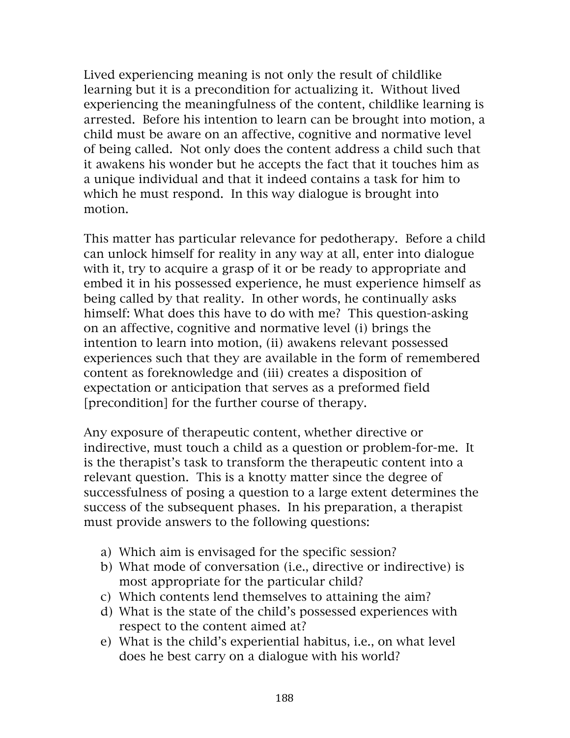Lived experiencing meaning is not only the result of childlike learning but it is a precondition for actualizing it. Without lived experiencing the meaningfulness of the content, childlike learning is arrested. Before his intention to learn can be brought into motion, a child must be aware on an affective, cognitive and normative level of being called. Not only does the content address a child such that it awakens his wonder but he accepts the fact that it touches him as a unique individual and that it indeed contains a task for him to which he must respond. In this way dialogue is brought into motion.

This matter has particular relevance for pedotherapy. Before a child can unlock himself for reality in any way at all, enter into dialogue with it, try to acquire a grasp of it or be ready to appropriate and embed it in his possessed experience, he must experience himself as being called by that reality. In other words, he continually asks himself: What does this have to do with me? This question-asking on an affective, cognitive and normative level (i) brings the intention to learn into motion, (ii) awakens relevant possessed experiences such that they are available in the form of remembered content as foreknowledge and (iii) creates a disposition of expectation or anticipation that serves as a preformed field [precondition] for the further course of therapy.

Any exposure of therapeutic content, whether directive or indirective, must touch a child as a question or problem-for-me. It is the therapist's task to transform the therapeutic content into a relevant question. This is a knotty matter since the degree of successfulness of posing a question to a large extent determines the success of the subsequent phases. In his preparation, a therapist must provide answers to the following questions:

a) Which aim is envisaged for the specific session?
b) What mode of conversation (i.e., directive or indirective) is most appropriate for the particular child?
c) Which contents lend themselves to attaining the aim?
d) What is the state of the child's possessed experiences with respect to the content aimed at?
e) What is the child's experiential habitus, i.e., on what level does he best carry on a dialogue with his world?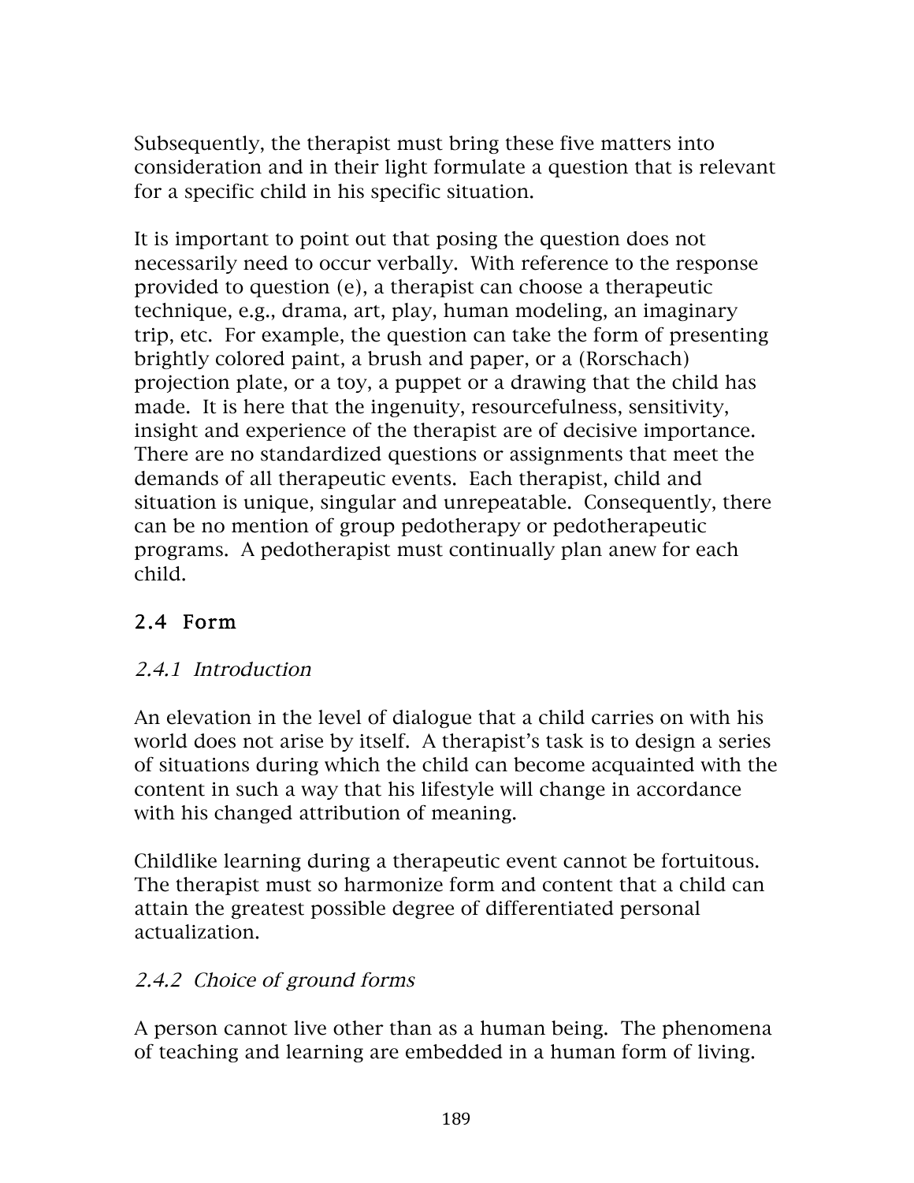Subsequently, the therapist must bring these five matters into consideration and in their light formulate a question that is relevant for a specific child in his specific situation.

It is important to point out that posing the question does not necessarily need to occur verbally. With reference to the response provided to question (e), a therapist can choose a therapeutic technique, e.g., drama, art, play, human modeling, an imaginary trip, etc. For example, the question can take the form of presenting brightly colored paint, a brush and paper, or a (Rorschach) projection plate, or a toy, a puppet or a drawing that the child has made. It is here that the ingenuity, resourcefulness, sensitivity, insight and experience of the therapist are of decisive importance. There are no standardized questions or assignments that meet the demands of all therapeutic events. Each therapist, child and situation is unique, singular and unrepeatable. Consequently, there can be no mention of group pedotherapy or pedotherapeutic programs. A pedotherapist must continually plan anew for each child.

## 2.4 Form

### *2.4.1 Introduction*

An elevation in the level of dialogue that a child carries on with his world does not arise by itself. A therapist's task is to design a series of situations during which the child can become acquainted with the content in such a way that his lifestyle will change in accordance with his changed attribution of meaning.

Childlike learning during a therapeutic event cannot be fortuitous. The therapist must so harmonize form and content that a child can attain the greatest possible degree of differentiated personal actualization.

### *2.4.2 Choice of ground forms*

A person cannot live other than as a human being. The phenomena of teaching and learning are embedded in a human form of living.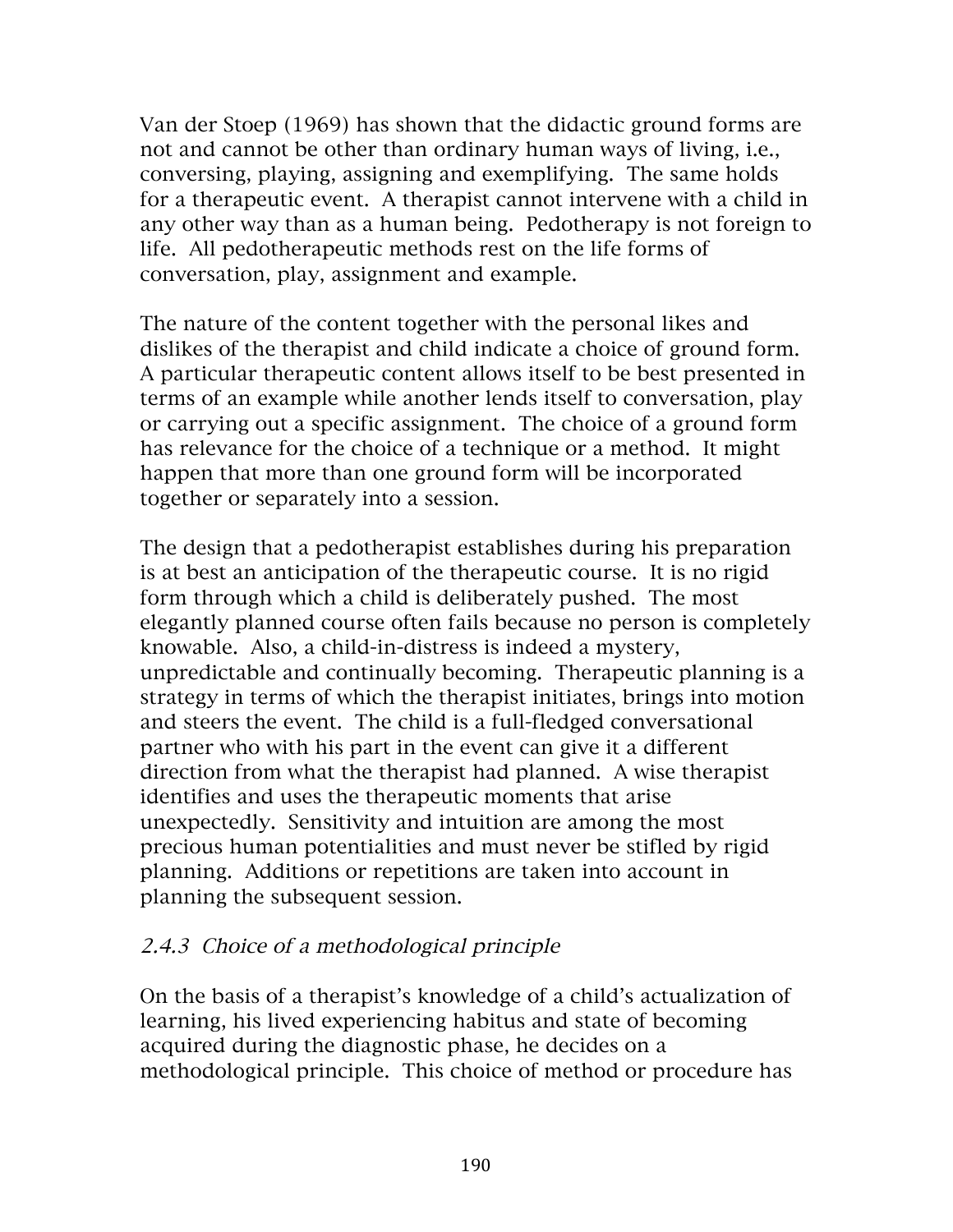Van der Stoep (1969) has shown that the didactic ground forms are not and cannot be other than ordinary human ways of living, i.e., conversing, playing, assigning and exemplifying. The same holds for a therapeutic event. A therapist cannot intervene with a child in any other way than as a human being. Pedotherapy is not foreign to life. All pedotherapeutic methods rest on the life forms of conversation, play, assignment and example.

The nature of the content together with the personal likes and dislikes of the therapist and child indicate a choice of ground form. A particular therapeutic content allows itself to be best presented in terms of an example while another lends itself to conversation, play or carrying out a specific assignment. The choice of a ground form has relevance for the choice of a technique or a method. It might happen that more than one ground form will be incorporated together or separately into a session.

The design that a pedotherapist establishes during his preparation is at best an anticipation of the therapeutic course. It is no rigid form through which a child is deliberately pushed. The most elegantly planned course often fails because no person is completely knowable. Also, a child-in-distress is indeed a mystery, unpredictable and continually becoming. Therapeutic planning is a strategy in terms of which the therapist initiates, brings into motion and steers the event. The child is a full-fledged conversational partner who with his part in the event can give it a different direction from what the therapist had planned. A wise therapist identifies and uses the therapeutic moments that arise unexpectedly. Sensitivity and intuition are among the most precious human potentialities and must never be stifled by rigid planning. Additions or repetitions are taken into account in planning the subsequent session.

### *2.4.3 Choice of a methodological principle*

On the basis of a therapist's knowledge of a child's actualization of learning, his lived experiencing habitus and state of becoming acquired during the diagnostic phase, he decides on a methodological principle. This choice of method or procedure has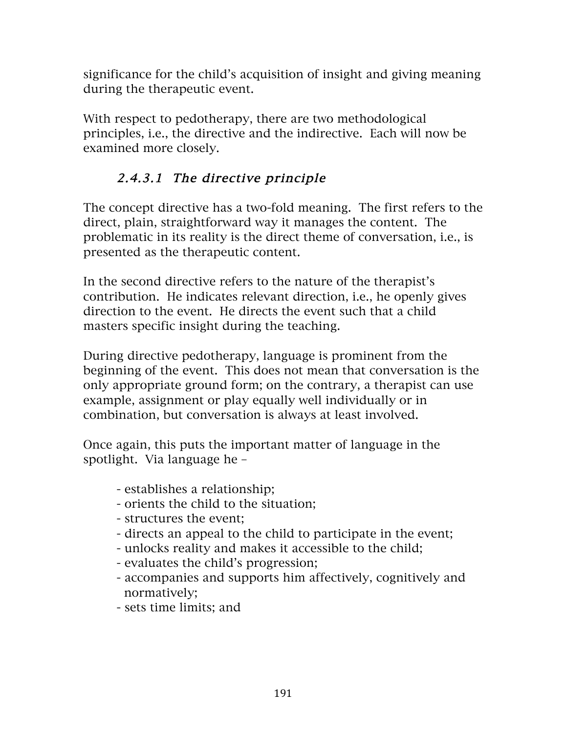significance for the child's acquisition of insight and giving meaning during the therapeutic event.

With respect to pedotherapy, there are two methodological principles, i.e., the directive and the indirective. Each will now be examined more closely.

#### *2.4.3.1 The directive principle*

The concept directive has a two-fold meaning. The first refers to the direct, plain, straightforward way it manages the content. The problematic in its reality is the direct theme of conversation, i.e., is presented as the therapeutic content.

In the second directive refers to the nature of the therapist's contribution. He indicates relevant direction, i.e., he openly gives direction to the event. He directs the event such that a child masters specific insight during the teaching.

During directive pedotherapy, language is prominent from the beginning of the event. This does not mean that conversation is the only appropriate ground form; on the contrary, a therapist can use example, assignment or play equally well individually or in combination, but conversation is always at least involved.

Once again, this puts the important matter of language in the spotlight. Via language he –

- establishes a relationship;
- orients the child to the situation;
- structures the event;
- directs an appeal to the child to participate in the event;
- unlocks reality and makes it accessible to the child;
- evaluates the child's progression;
- accompanies and supports him affectively, cognitively and normatively;
- sets time limits; and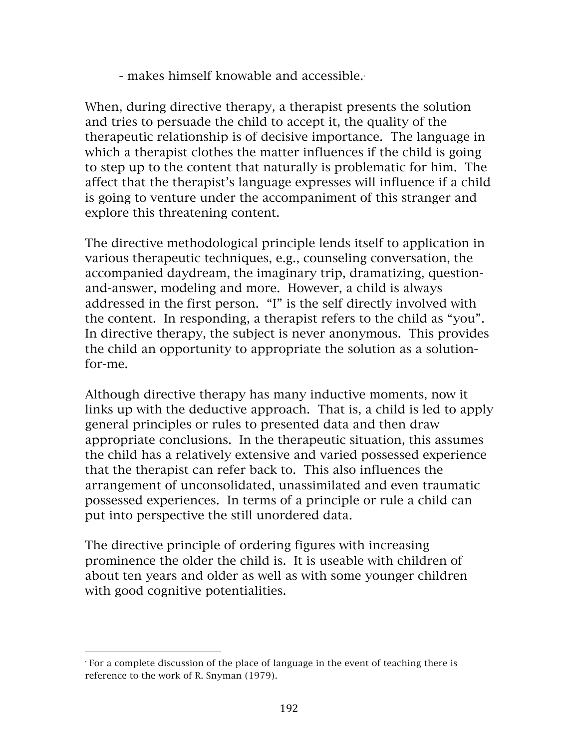- makes himself knowable and accessible.*

When, during directive therapy, a therapist presents the solution and tries to persuade the child to accept it, the quality of the therapeutic relationship is of decisive importance. The language in which a therapist clothes the matter influences if the child is going to step up to the content that naturally is problematic for him. The affect that the therapist's language expresses will influence if a child is going to venture under the accompaniment of this stranger and explore this threatening content.

The directive methodological principle lends itself to application in various therapeutic techniques, e.g., counseling conversation, the accompanied daydream, the imaginary trip, dramatizing, question-and-answer, modeling and more. However, a child is always addressed in the first person. "I" is the self directly involved with the content. In responding, a therapist refers to the child as "you". In directive therapy, the subject is never anonymous. This provides the child an opportunity to appropriate the solution as a solution-for-me.

Although directive therapy has many inductive moments, now it links up with the deductive approach. That is, a child is led to apply general principles or rules to presented data and then draw appropriate conclusions. In the therapeutic situation, this assumes the child has a relatively extensive and varied possessed experience that the therapist can refer back to. This also influences the arrangement of unconsolidated, unassimilated and even traumatic possessed experiences. In terms of a principle or rule a child can put into perspective the still unordered data.

The directive principle of ordering figures with increasing prominence the older the child is. It is useable with children of about ten years and older as well as with some younger children with good cognitive potentialities.

---

* For a complete discussion of the place of language in the event of teaching there is reference to the work of R. Snyman (1979).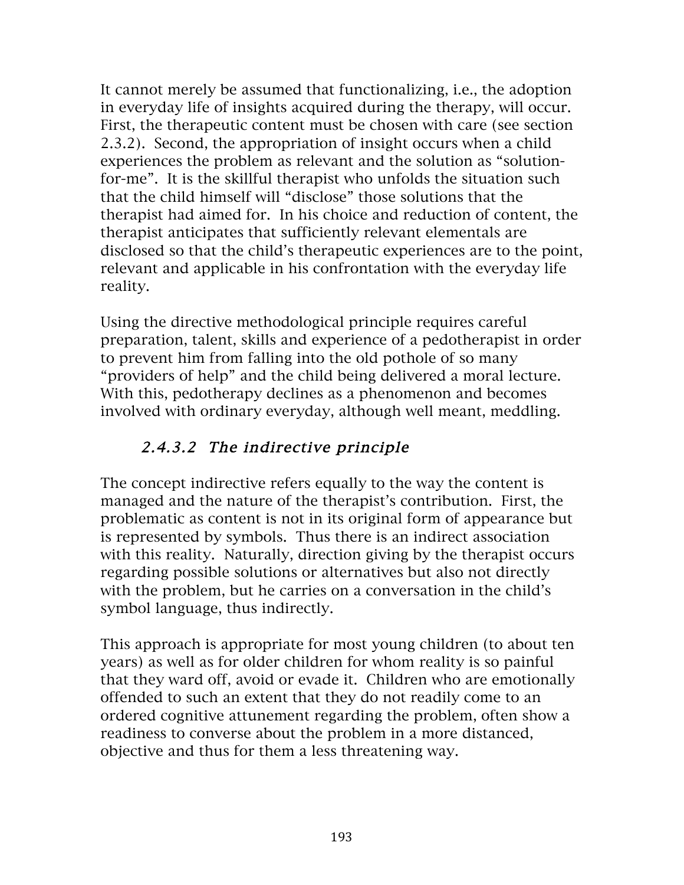It cannot merely be assumed that functionalizing, i.e., the adoption in everyday life of insights acquired during the therapy, will occur. First, the therapeutic content must be chosen with care (see section 2.3.2). Second, the appropriation of insight occurs when a child experiences the problem as relevant and the solution as "solution-for-me". It is the skillful therapist who unfolds the situation such that the child himself will "disclose" those solutions that the therapist had aimed for. In his choice and reduction of content, the therapist anticipates that sufficiently relevant elementals are disclosed so that the child's therapeutic experiences are to the point, relevant and applicable in his confrontation with the everyday life reality.

Using the directive methodological principle requires careful preparation, talent, skills and experience of a pedotherapist in order to prevent him from falling into the old pothole of so many "providers of help" and the child being delivered a moral lecture. With this, pedotherapy declines as a phenomenon and becomes involved with ordinary everyday, although well meant, meddling.

#### *2.4.3.2 The indirective principle*

The concept indirective refers equally to the way the content is managed and the nature of the therapist's contribution. First, the problematic as content is not in its original form of appearance but is represented by symbols. Thus there is an indirect association with this reality. Naturally, direction giving by the therapist occurs regarding possible solutions or alternatives but also not directly with the problem, but he carries on a conversation in the child's symbol language, thus indirectly.

This approach is appropriate for most young children (to about ten years) as well as for older children for whom reality is so painful that they ward off, avoid or evade it. Children who are emotionally offended to such an extent that they do not readily come to an ordered cognitive attunement regarding the problem, often show a readiness to converse about the problem in a more distanced, objective and thus for them a less threatening way.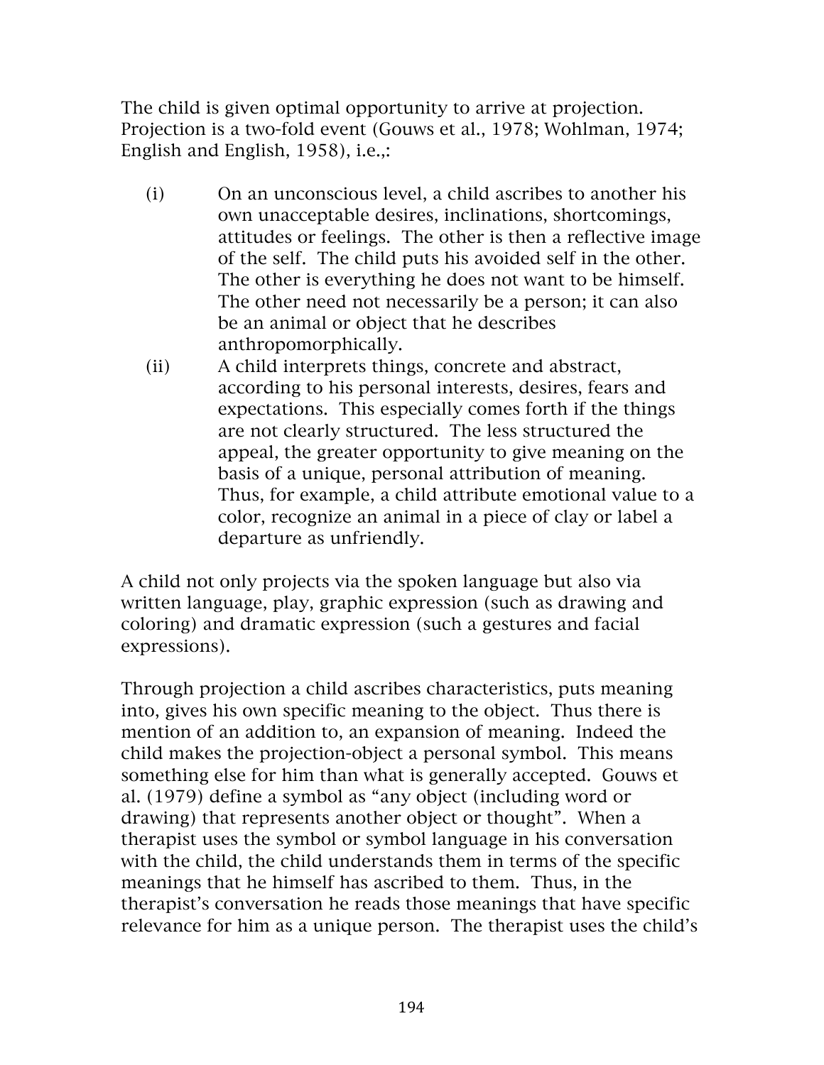The child is given optimal opportunity to arrive at projection. Projection is a two-fold event (Gouws et al., 1978; Wohlman, 1974; English and English, 1958), i.e.,:

(i) On an unconscious level, a child ascribes to another his own unacceptable desires, inclinations, shortcomings, attitudes or feelings. The other is then a reflective image of the self. The child puts his avoided self in the other. The other is everything he does not want to be himself. The other need not necessarily be a person; it can also be an animal or object that he describes anthropomorphically.

(ii) A child interprets things, concrete and abstract, according to his personal interests, desires, fears and expectations. This especially comes forth if the things are not clearly structured. The less structured the appeal, the greater opportunity to give meaning on the basis of a unique, personal attribution of meaning. Thus, for example, a child attribute emotional value to a color, recognize an animal in a piece of clay or label a departure as unfriendly.

A child not only projects via the spoken language but also via written language, play, graphic expression (such as drawing and coloring) and dramatic expression (such a gestures and facial expressions).

Through projection a child ascribes characteristics, puts meaning into, gives his own specific meaning to the object. Thus there is mention of an addition to, an expansion of meaning. Indeed the child makes the projection-object a personal symbol. This means something else for him than what is generally accepted. Gouws et al. (1979) define a symbol as "any object (including word or drawing) that represents another object or thought". When a therapist uses the symbol or symbol language in his conversation with the child, the child understands them in terms of the specific meanings that he himself has ascribed to them. Thus, in the therapist's conversation he reads those meanings that have specific relevance for him as a unique person. The therapist uses the child's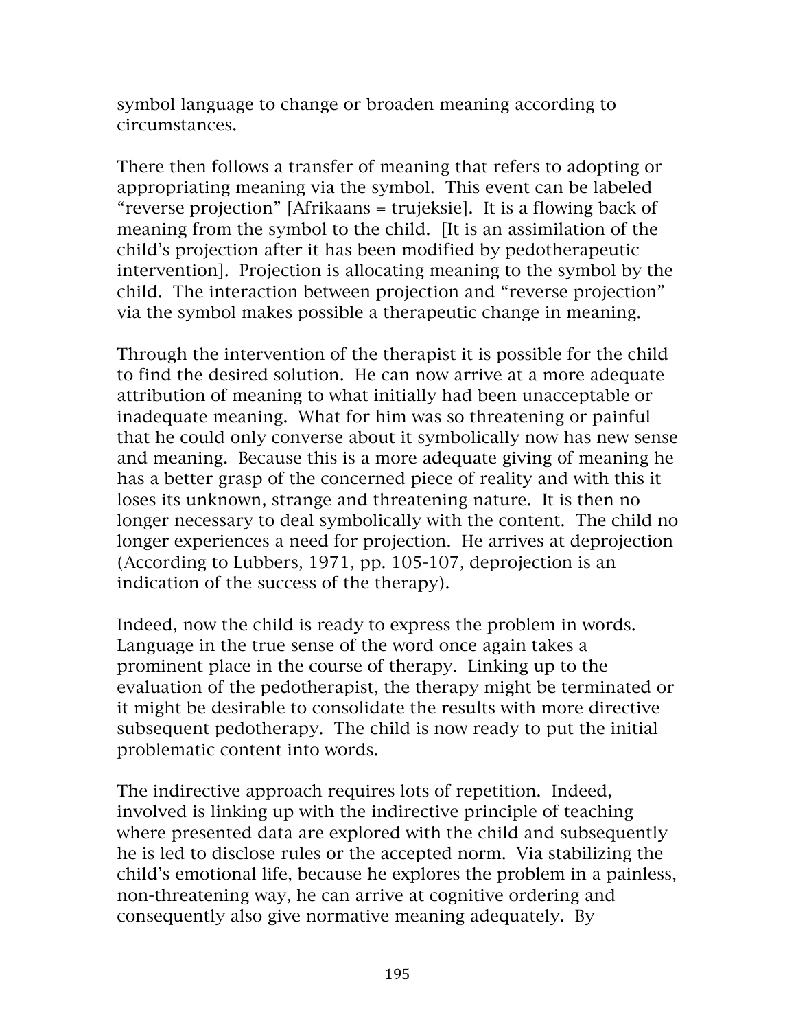symbol language to change or broaden meaning according to circumstances.

There then follows a transfer of meaning that refers to adopting or appropriating meaning via the symbol. This event can be labeled "reverse projection" [Afrikaans = trujeksie]. It is a flowing back of meaning from the symbol to the child. [It is an assimilation of the child's projection after it has been modified by pedotherapeutic intervention]. Projection is allocating meaning to the symbol by the child. The interaction between projection and "reverse projection" via the symbol makes possible a therapeutic change in meaning.

Through the intervention of the therapist it is possible for the child to find the desired solution. He can now arrive at a more adequate attribution of meaning to what initially had been unacceptable or inadequate meaning. What for him was so threatening or painful that he could only converse about it symbolically now has new sense and meaning. Because this is a more adequate giving of meaning he has a better grasp of the concerned piece of reality and with this it loses its unknown, strange and threatening nature. It is then no longer necessary to deal symbolically with the content. The child no longer experiences a need for projection. He arrives at deprojection (According to Lubbers, 1971, pp. 105-107, deprojection is an indication of the success of the therapy).

Indeed, now the child is ready to express the problem in words. Language in the true sense of the word once again takes a prominent place in the course of therapy. Linking up to the evaluation of the pedotherapist, the therapy might be terminated or it might be desirable to consolidate the results with more directive subsequent pedotherapy. The child is now ready to put the initial problematic content into words.

The indirective approach requires lots of repetition. Indeed, involved is linking up with the indirective principle of teaching where presented data are explored with the child and subsequently he is led to disclose rules or the accepted norm. Via stabilizing the child's emotional life, because he explores the problem in a painless, non-threatening way, he can arrive at cognitive ordering and consequently also give normative meaning adequately. By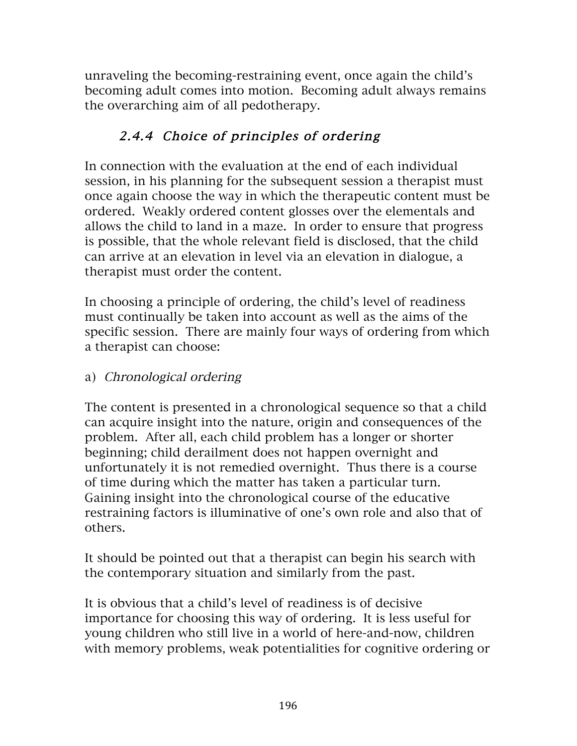unraveling the becoming-restraining event, once again the child's becoming adult comes into motion. Becoming adult always remains the overarching aim of all pedotherapy.

### *2.4.4 Choice of principles of ordering*

In connection with the evaluation at the end of each individual session, in his planning for the subsequent session a therapist must once again choose the way in which the therapeutic content must be ordered. Weakly ordered content glosses over the elementals and allows the child to land in a maze. In order to ensure that progress is possible, that the whole relevant field is disclosed, that the child can arrive at an elevation in level via an elevation in dialogue, a therapist must order the content.

In choosing a principle of ordering, the child's level of readiness must continually be taken into account as well as the aims of the specific session. There are mainly four ways of ordering from which a therapist can choose:

a) *Chronological ordering*

The content is presented in a chronological sequence so that a child can acquire insight into the nature, origin and consequences of the problem. After all, each child problem has a longer or shorter beginning; child derailment does not happen overnight and unfortunately it is not remedied overnight. Thus there is a course of time during which the matter has taken a particular turn. Gaining insight into the chronological course of the educative restraining factors is illuminative of one's own role and also that of others.

It should be pointed out that a therapist can begin his search with the contemporary situation and similarly from the past.

It is obvious that a child's level of readiness is of decisive importance for choosing this way of ordering. It is less useful for young children who still live in a world of here-and-now, children with memory problems, weak potentialities for cognitive ordering or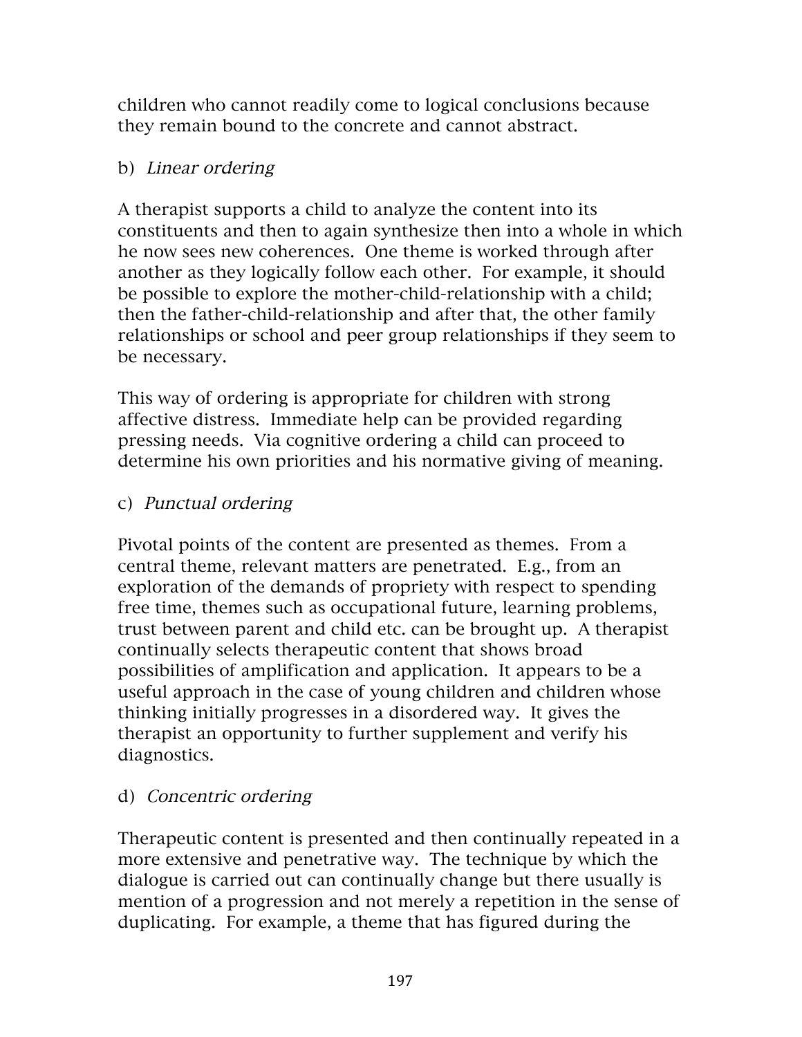children who cannot readily come to logical conclusions because they remain bound to the concrete and cannot abstract.

b) *Linear ordering*

A therapist supports a child to analyze the content into its constituents and then to again synthesize then into a whole in which he now sees new coherences. One theme is worked through after another as they logically follow each other. For example, it should be possible to explore the mother-child-relationship with a child; then the father-child-relationship and after that, the other family relationships or school and peer group relationships if they seem to be necessary.

This way of ordering is appropriate for children with strong affective distress. Immediate help can be provided regarding pressing needs. Via cognitive ordering a child can proceed to determine his own priorities and his normative giving of meaning.

c) *Punctual ordering*

Pivotal points of the content are presented as themes. From a central theme, relevant matters are penetrated. E.g., from an exploration of the demands of propriety with respect to spending free time, themes such as occupational future, learning problems, trust between parent and child etc. can be brought up. A therapist continually selects therapeutic content that shows broad possibilities of amplification and application. It appears to be a useful approach in the case of young children and children whose thinking initially progresses in a disordered way. It gives the therapist an opportunity to further supplement and verify his diagnostics.

d) *Concentric ordering*

Therapeutic content is presented and then continually repeated in a more extensive and penetrative way. The technique by which the dialogue is carried out can continually change but there usually is mention of a progression and not merely a repetition in the sense of duplicating. For example, a theme that has figured during the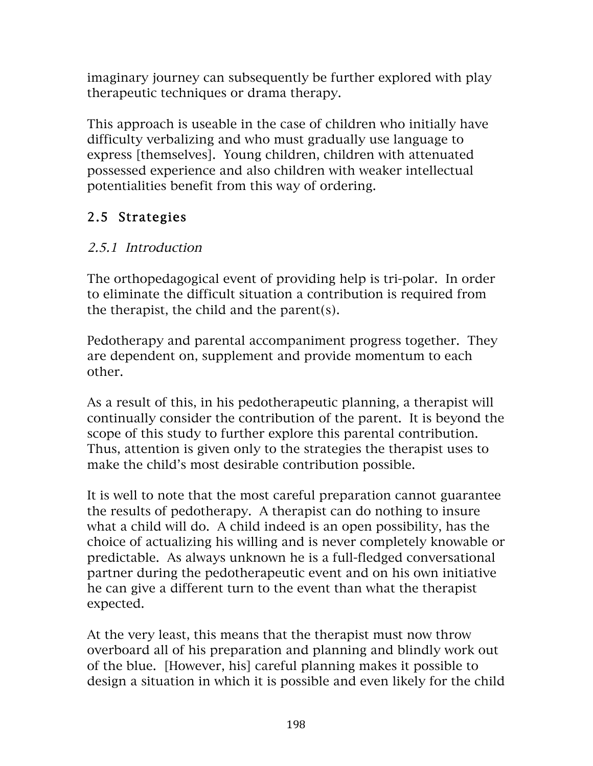imaginary journey can subsequently be further explored with play therapeutic techniques or drama therapy.

This approach is useable in the case of children who initially have difficulty verbalizing and who must gradually use language to express [themselves]. Young children, children with attenuated possessed experience and also children with weaker intellectual potentialities benefit from this way of ordering.

## 2.5 Strategies

### *2.5.1 Introduction*

The orthopedagogical event of providing help is tri-polar. In order to eliminate the difficult situation a contribution is required from the therapist, the child and the parent(s).

Pedotherapy and parental accompaniment progress together. They are dependent on, supplement and provide momentum to each other.

As a result of this, in his pedotherapeutic planning, a therapist will continually consider the contribution of the parent. It is beyond the scope of this study to further explore this parental contribution. Thus, attention is given only to the strategies the therapist uses to make the child's most desirable contribution possible.

It is well to note that the most careful preparation cannot guarantee the results of pedotherapy. A therapist can do nothing to insure what a child will do. A child indeed is an open possibility, has the choice of actualizing his willing and is never completely knowable or predictable. As always unknown he is a full-fledged conversational partner during the pedotherapeutic event and on his own initiative he can give a different turn to the event than what the therapist expected.

At the very least, this means that the therapist must now throw overboard all of his preparation and planning and blindly work out of the blue. [However, his] careful planning makes it possible to design a situation in which it is possible and even likely for the child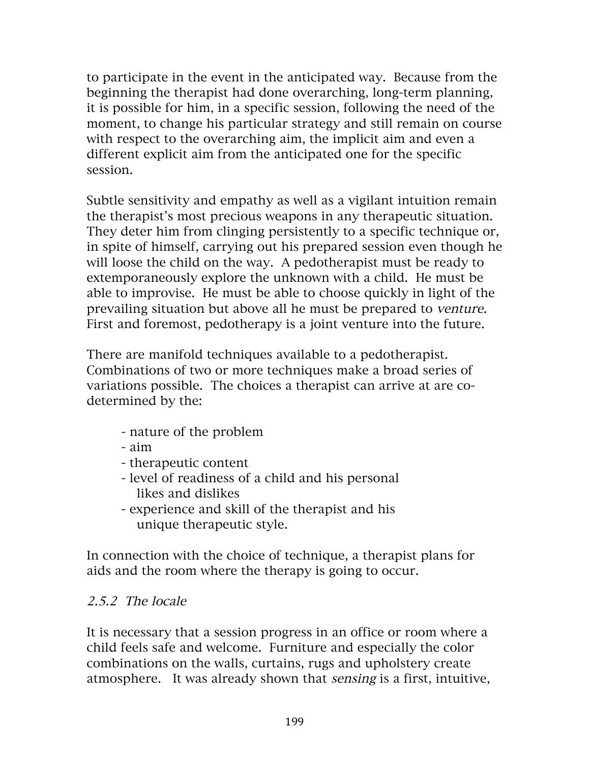to participate in the event in the anticipated way. Because from the beginning the therapist had done overarching, long-term planning, it is possible for him, in a specific session, following the need of the moment, to change his particular strategy and still remain on course with respect to the overarching aim, the implicit aim and even a different explicit aim from the anticipated one for the specific session.

Subtle sensitivity and empathy as well as a vigilant intuition remain the therapist's most precious weapons in any therapeutic situation. They deter him from clinging persistently to a specific technique or, in spite of himself, carrying out his prepared session even though he will loose the child on the way. A pedotherapist must be ready to extemporaneously explore the unknown with a child. He must be able to improvise. He must be able to choose quickly in light of the prevailing situation but above all he must be prepared to *venture.* First and foremost, pedotherapy is a joint venture into the future.

There are manifold techniques available to a pedotherapist. Combinations of two or more techniques make a broad series of variations possible. The choices a therapist can arrive at are co-determined by the:

- nature of the problem
- aim
- therapeutic content
- level of readiness of a child and his personal likes and dislikes
- experience and skill of the therapist and his unique therapeutic style.

In connection with the choice of technique, a therapist plans for aids and the room where the therapy is going to occur.

### *2.5.2 The locale*

It is necessary that a session progress in an office or room where a child feels safe and welcome. Furniture and especially the color combinations on the walls, curtains, rugs and upholstery create atmosphere. It was already shown that *sensing* is a first, intuitive,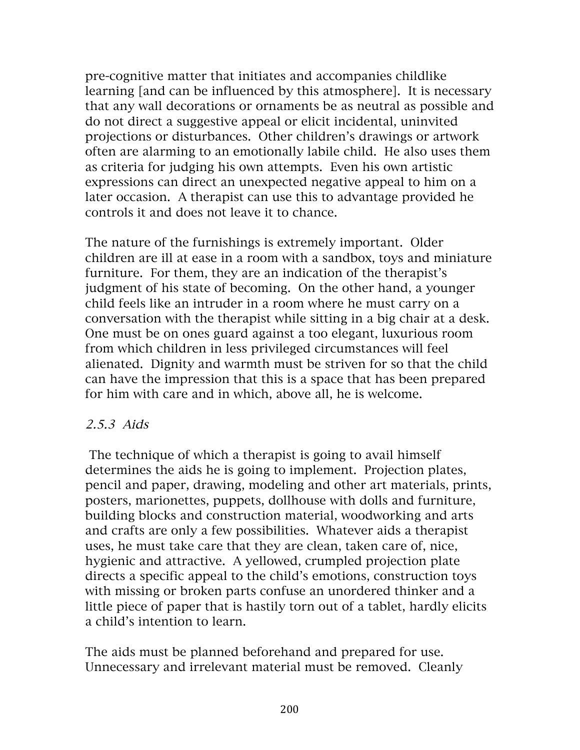pre-cognitive matter that initiates and accompanies childlike learning [and can be influenced by this atmosphere]. It is necessary that any wall decorations or ornaments be as neutral as possible and do not direct a suggestive appeal or elicit incidental, uninvited projections or disturbances. Other children's drawings or artwork often are alarming to an emotionally labile child. He also uses them as criteria for judging his own attempts. Even his own artistic expressions can direct an unexpected negative appeal to him on a later occasion. A therapist can use this to advantage provided he controls it and does not leave it to chance.

The nature of the furnishings is extremely important. Older children are ill at ease in a room with a sandbox, toys and miniature furniture. For them, they are an indication of the therapist's judgment of his state of becoming. On the other hand, a younger child feels like an intruder in a room where he must carry on a conversation with the therapist while sitting in a big chair at a desk. One must be on ones guard against a too elegant, luxurious room from which children in less privileged circumstances will feel alienated. Dignity and warmth must be striven for so that the child can have the impression that this is a space that has been prepared for him with care and in which, above all, he is welcome.

### *2.5.3 Aids*

The technique of which a therapist is going to avail himself determines the aids he is going to implement. Projection plates, pencil and paper, drawing, modeling and other art materials, prints, posters, marionettes, puppets, dollhouse with dolls and furniture, building blocks and construction material, woodworking and arts and crafts are only a few possibilities. Whatever aids a therapist uses, he must take care that they are clean, taken care of, nice, hygienic and attractive. A yellowed, crumpled projection plate directs a specific appeal to the child's emotions, construction toys with missing or broken parts confuse an unordered thinker and a little piece of paper that is hastily torn out of a tablet, hardly elicits a child's intention to learn.

The aids must be planned beforehand and prepared for use. Unnecessary and irrelevant material must be removed. Cleanly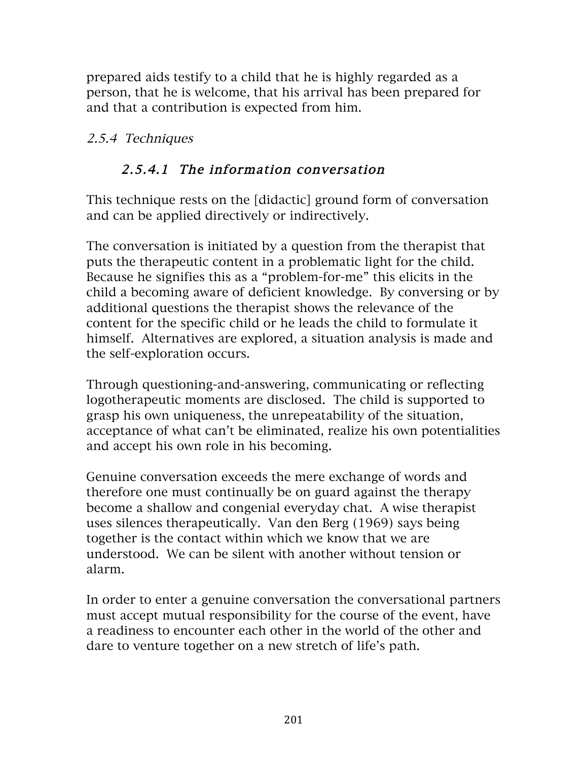prepared aids testify to a child that he is highly regarded as a person, that he is welcome, that his arrival has been prepared for and that a contribution is expected from him.

### *2.5.4 Techniques*

#### *2.5.4.1 The information conversation*

This technique rests on the [didactic] ground form of conversation and can be applied directively or indirectively.

The conversation is initiated by a question from the therapist that puts the therapeutic content in a problematic light for the child. Because he signifies this as a "problem-for-me" this elicits in the child a becoming aware of deficient knowledge. By conversing or by additional questions the therapist shows the relevance of the content for the specific child or he leads the child to formulate it himself. Alternatives are explored, a situation analysis is made and the self-exploration occurs.

Through questioning-and-answering, communicating or reflecting logotherapeutic moments are disclosed. The child is supported to grasp his own uniqueness, the unrepeatability of the situation, acceptance of what can't be eliminated, realize his own potentialities and accept his own role in his becoming.

Genuine conversation exceeds the mere exchange of words and therefore one must continually be on guard against the therapy become a shallow and congenial everyday chat. A wise therapist uses silences therapeutically. Van den Berg (1969) says being together is the contact within which we know that we are understood. We can be silent with another without tension or alarm.

In order to enter a genuine conversation the conversational partners must accept mutual responsibility for the course of the event, have a readiness to encounter each other in the world of the other and dare to venture together on a new stretch of life's path.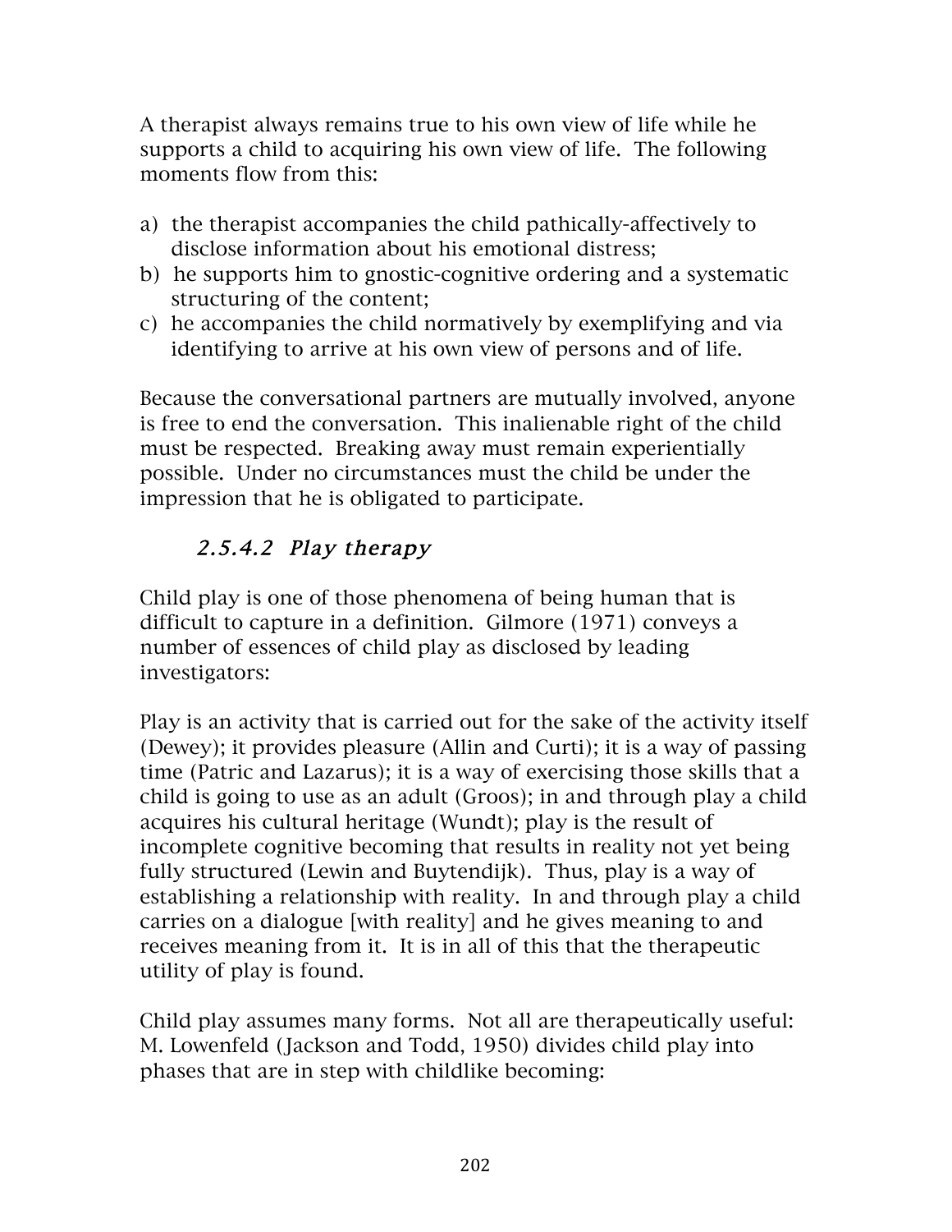A therapist always remains true to his own view of life while he supports a child to acquiring his own view of life. The following moments flow from this:

a) the therapist accompanies the child pathically-affectively to disclose information about his emotional distress;
b) he supports him to gnostic-cognitive ordering and a systematic structuring of the content;
c) he accompanies the child normatively by exemplifying and via identifying to arrive at his own view of persons and of life.

Because the conversational partners are mutually involved, anyone is free to end the conversation. This inalienable right of the child must be respected. Breaking away must remain experientially possible. Under no circumstances must the child be under the impression that he is obligated to participate.

#### *2.5.4.2 Play therapy*

Child play is one of those phenomena of being human that is difficult to capture in a definition. Gilmore (1971) conveys a number of essences of child play as disclosed by leading investigators:

Play is an activity that is carried out for the sake of the activity itself (Dewey); it provides pleasure (Allin and Curti); it is a way of passing time (Patric and Lazarus); it is a way of exercising those skills that a child is going to use as an adult (Groos); in and through play a child acquires his cultural heritage (Wundt); play is the result of incomplete cognitive becoming that results in reality not yet being fully structured (Lewin and Buytendijk). Thus, play is a way of establishing a relationship with reality. In and through play a child carries on a dialogue [with reality] and he gives meaning to and receives meaning from it. It is in all of this that the therapeutic utility of play is found.

Child play assumes many forms. Not all are therapeutically useful: M. Lowenfeld (Jackson and Todd, 1950) divides child play into phases that are in step with childlike becoming: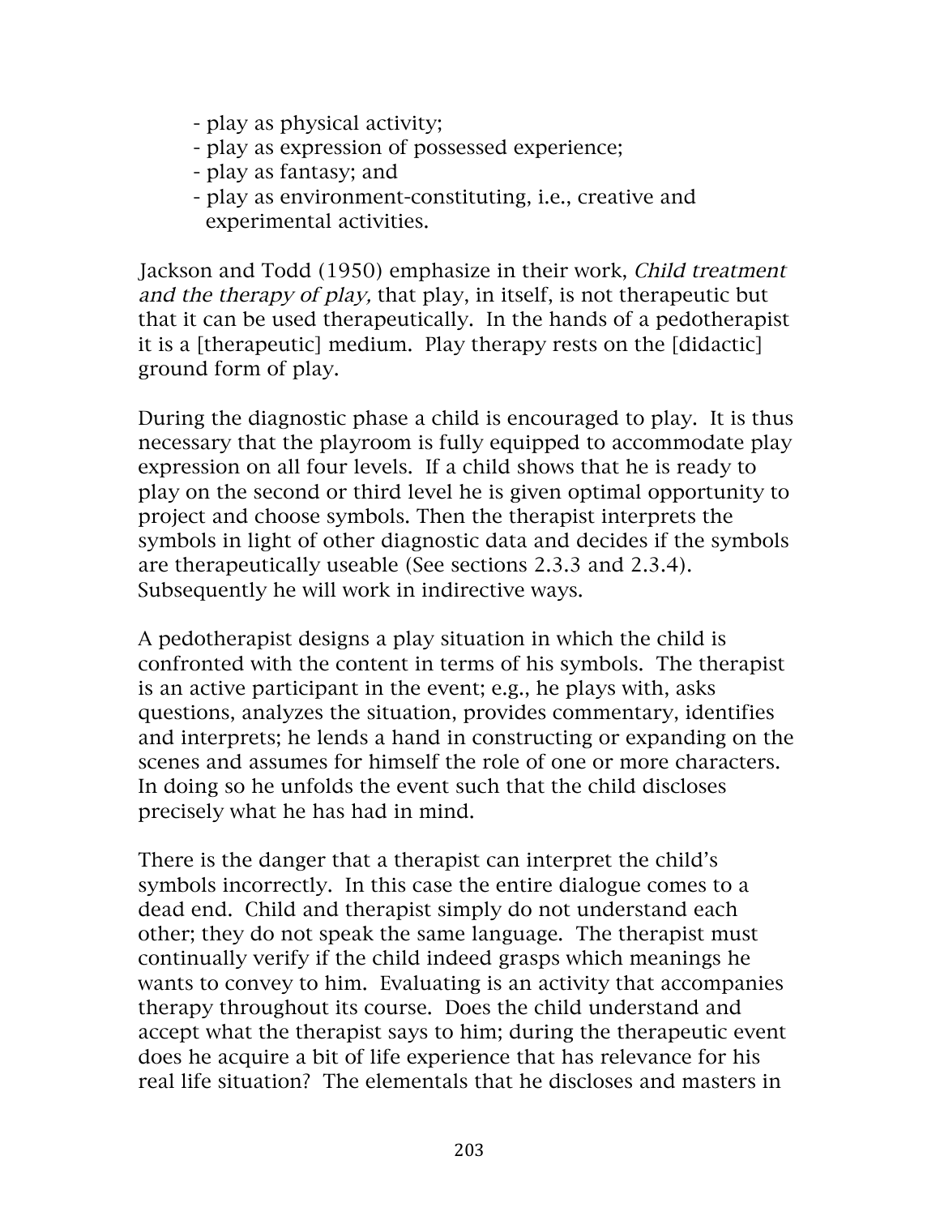- play as physical activity;
- play as expression of possessed experience;
- play as fantasy; and
- play as environment-constituting, i.e., creative and experimental activities.

Jackson and Todd (1950) emphasize in their work, *Child treatment and the therapy of play,* that play, in itself, is not therapeutic but that it can be used therapeutically. In the hands of a pedotherapist it is a [therapeutic] medium. Play therapy rests on the [didactic] ground form of play.

During the diagnostic phase a child is encouraged to play. It is thus necessary that the playroom is fully equipped to accommodate play expression on all four levels. If a child shows that he is ready to play on the second or third level he is given optimal opportunity to project and choose symbols. Then the therapist interprets the symbols in light of other diagnostic data and decides if the symbols are therapeutically useable (See sections 2.3.3 and 2.3.4). Subsequently he will work in indirective ways.

A pedotherapist designs a play situation in which the child is confronted with the content in terms of his symbols. The therapist is an active participant in the event; e.g., he plays with, asks questions, analyzes the situation, provides commentary, identifies and interprets; he lends a hand in constructing or expanding on the scenes and assumes for himself the role of one or more characters. In doing so he unfolds the event such that the child discloses precisely what he has had in mind.

There is the danger that a therapist can interpret the child's symbols incorrectly. In this case the entire dialogue comes to a dead end. Child and therapist simply do not understand each other; they do not speak the same language. The therapist must continually verify if the child indeed grasps which meanings he wants to convey to him. Evaluating is an activity that accompanies therapy throughout its course. Does the child understand and accept what the therapist says to him; during the therapeutic event does he acquire a bit of life experience that has relevance for his real life situation? The elementals that he discloses and masters in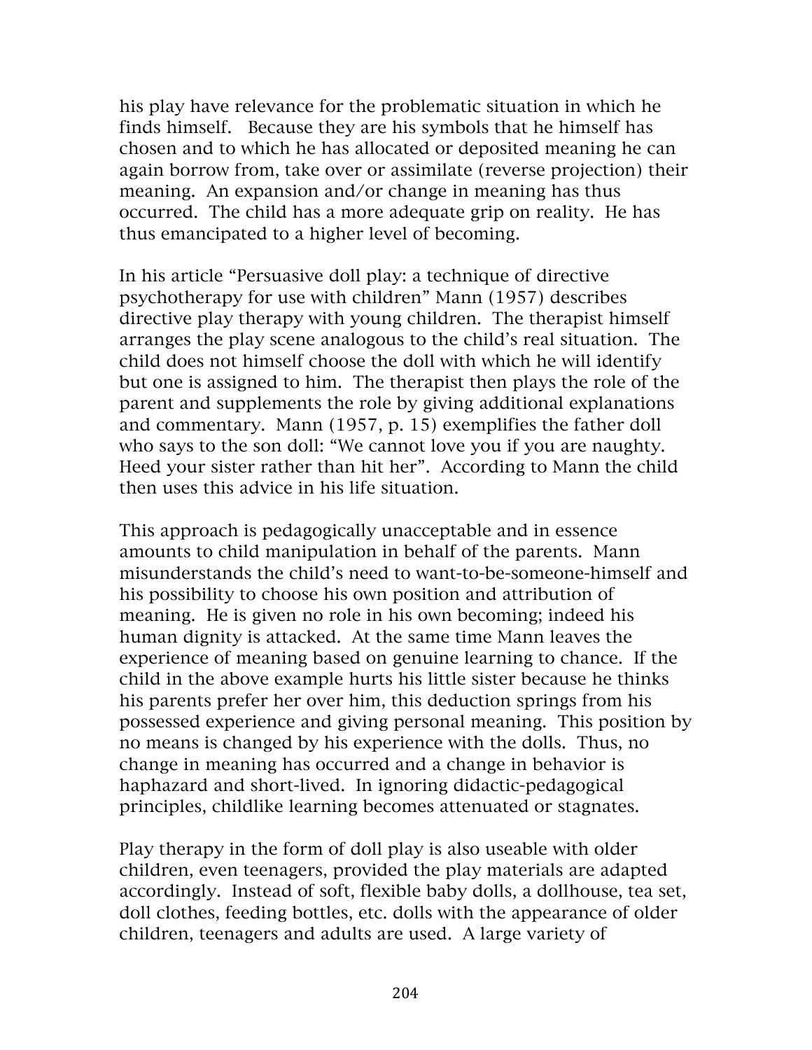his play have relevance for the problematic situation in which he finds himself. Because they are his symbols that he himself has chosen and to which he has allocated or deposited meaning he can again borrow from, take over or assimilate (reverse projection) their meaning. An expansion and/or change in meaning has thus occurred. The child has a more adequate grip on reality. He has thus emancipated to a higher level of becoming.

In his article “Persuasive doll play: a technique of directive psychotherapy for use with children” Mann (1957) describes directive play therapy with young children. The therapist himself arranges the play scene analogous to the child’s real situation. The child does not himself choose the doll with which he will identify but one is assigned to him. The therapist then plays the role of the parent and supplements the role by giving additional explanations and commentary. Mann (1957, p. 15) exemplifies the father doll who says to the son doll: “We cannot love you if you are naughty. Heed your sister rather than hit her”. According to Mann the child then uses this advice in his life situation.

This approach is pedagogically unacceptable and in essence amounts to child manipulation in behalf of the parents. Mann misunderstands the child’s need to want-to-be-someone-himself and his possibility to choose his own position and attribution of meaning. He is given no role in his own becoming; indeed his human dignity is attacked. At the same time Mann leaves the experience of meaning based on genuine learning to chance. If the child in the above example hurts his little sister because he thinks his parents prefer her over him, this deduction springs from his possessed experience and giving personal meaning. This position by no means is changed by his experience with the dolls. Thus, no change in meaning has occurred and a change in behavior is haphazard and short-lived. In ignoring didactic-pedagogical principles, childlike learning becomes attenuated or stagnates.

Play therapy in the form of doll play is also useable with older children, even teenagers, provided the play materials are adapted accordingly. Instead of soft, flexible baby dolls, a dollhouse, tea set, doll clothes, feeding bottles, etc. dolls with the appearance of older children, teenagers and adults are used. A large variety of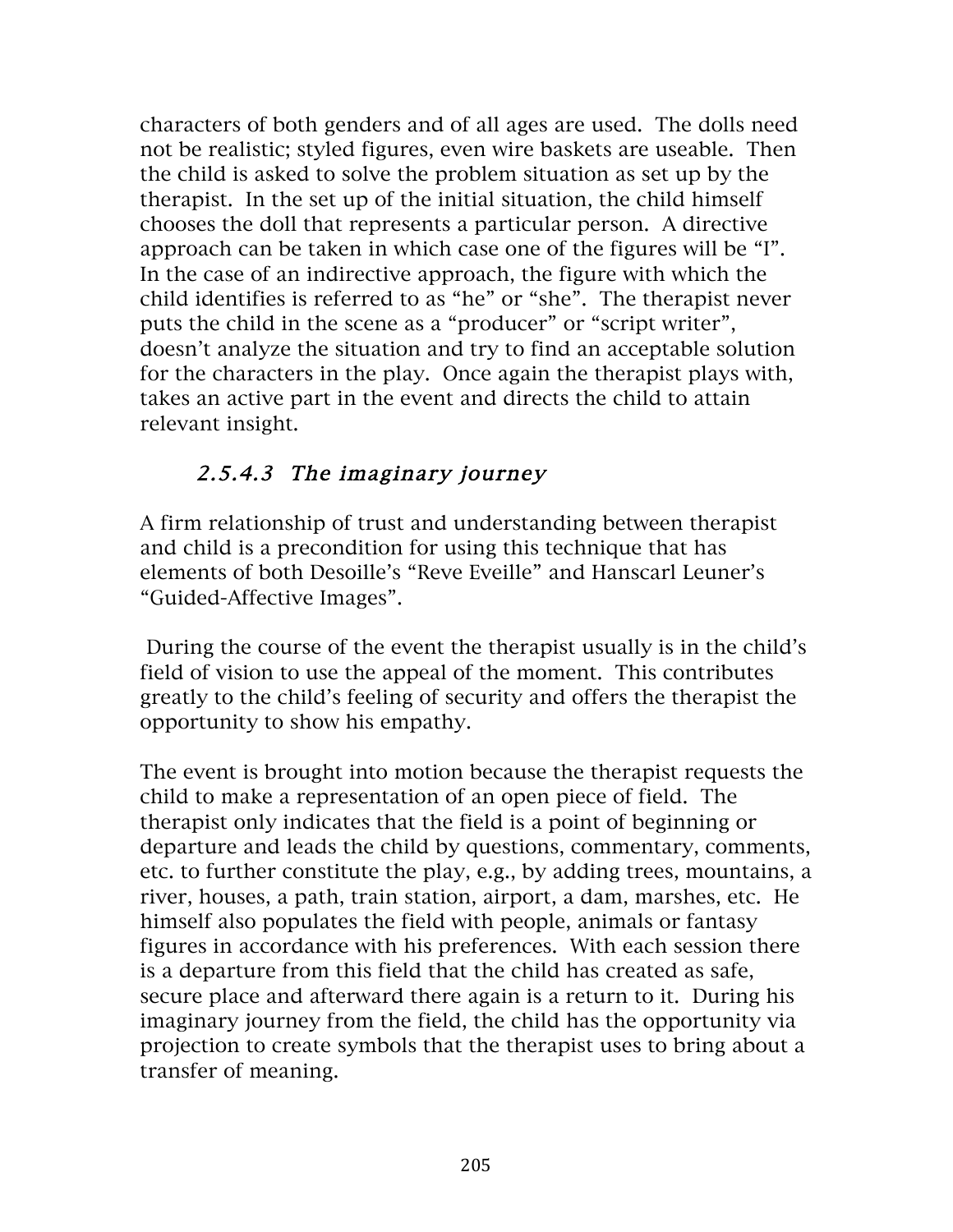characters of both genders and of all ages are used. The dolls need not be realistic; styled figures, even wire baskets are useable. Then the child is asked to solve the problem situation as set up by the therapist. In the set up of the initial situation, the child himself chooses the doll that represents a particular person. A directive approach can be taken in which case one of the figures will be "I". In the case of an indirective approach, the figure with which the child identifies is referred to as "he" or "she". The therapist never puts the child in the scene as a "producer" or "script writer", doesn't analyze the situation and try to find an acceptable solution for the characters in the play. Once again the therapist plays with, takes an active part in the event and directs the child to attain relevant insight.

#### *2.5.4.3 The imaginary journey*

A firm relationship of trust and understanding between therapist and child is a precondition for using this technique that has elements of both Desoille's "Reve Eveille" and Hanscarl Leuner's "Guided-Affective Images".

During the course of the event the therapist usually is in the child's field of vision to use the appeal of the moment. This contributes greatly to the child's feeling of security and offers the therapist the opportunity to show his empathy.

The event is brought into motion because the therapist requests the child to make a representation of an open piece of field. The therapist only indicates that the field is a point of beginning or departure and leads the child by questions, commentary, comments, etc. to further constitute the play, e.g., by adding trees, mountains, a river, houses, a path, train station, airport, a dam, marshes, etc. He himself also populates the field with people, animals or fantasy figures in accordance with his preferences. With each session there is a departure from this field that the child has created as safe, secure place and afterward there again is a return to it. During his imaginary journey from the field, the child has the opportunity via projection to create symbols that the therapist uses to bring about a transfer of meaning.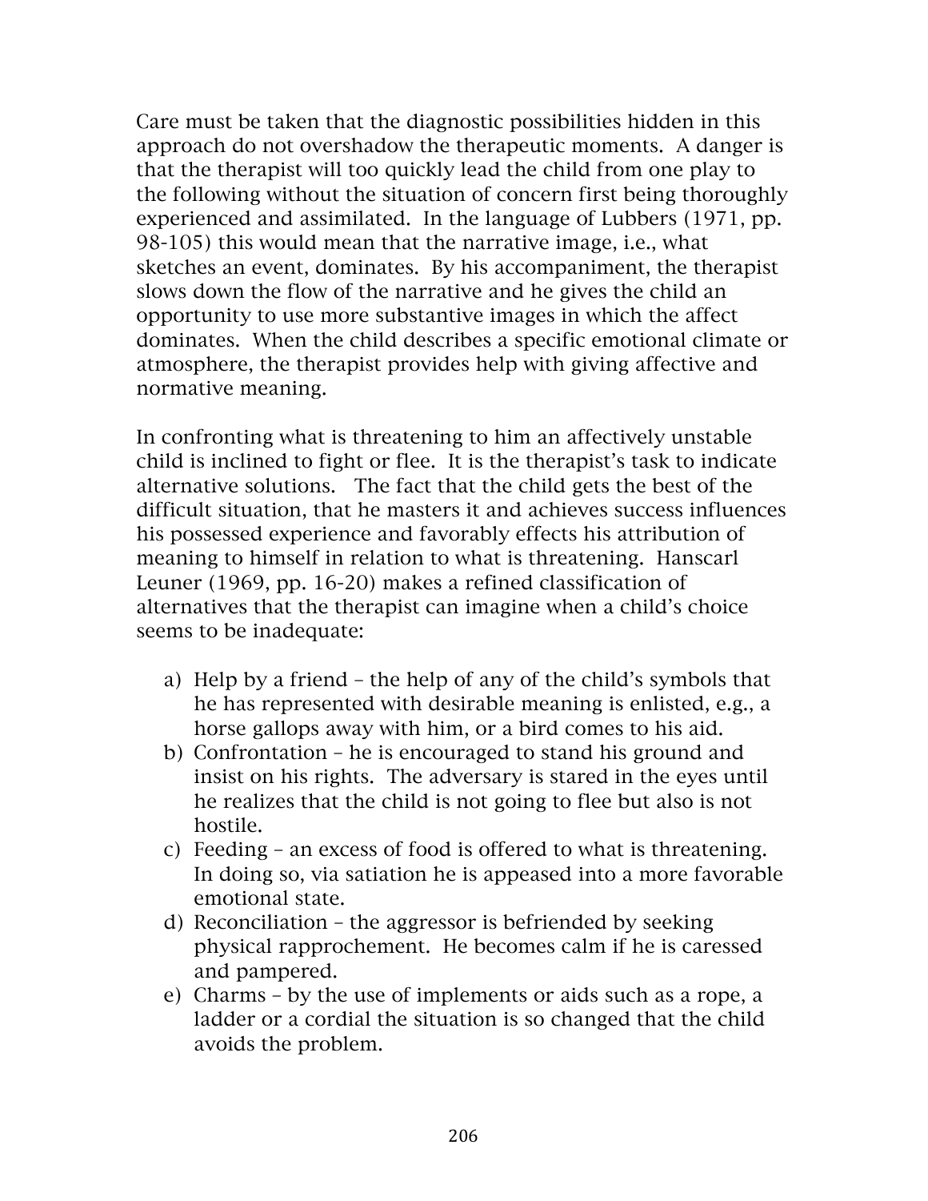Care must be taken that the diagnostic possibilities hidden in this approach do not overshadow the therapeutic moments. A danger is that the therapist will too quickly lead the child from one play to the following without the situation of concern first being thoroughly experienced and assimilated. In the language of Lubbers (1971, pp. 98-105) this would mean that the narrative image, i.e., what sketches an event, dominates. By his accompaniment, the therapist slows down the flow of the narrative and he gives the child an opportunity to use more substantive images in which the affect dominates. When the child describes a specific emotional climate or atmosphere, the therapist provides help with giving affective and normative meaning.

In confronting what is threatening to him an affectively unstable child is inclined to fight or flee. It is the therapist's task to indicate alternative solutions. The fact that the child gets the best of the difficult situation, that he masters it and achieves success influences his possessed experience and favorably effects his attribution of meaning to himself in relation to what is threatening. Hanscarl Leuner (1969, pp. 16-20) makes a refined classification of alternatives that the therapist can imagine when a child's choice seems to be inadequate:

a) Help by a friend – the help of any of the child's symbols that he has represented with desirable meaning is enlisted, e.g., a horse gallops away with him, or a bird comes to his aid.
b) Confrontation – he is encouraged to stand his ground and insist on his rights. The adversary is stared in the eyes until he realizes that the child is not going to flee but also is not hostile.
c) Feeding – an excess of food is offered to what is threatening. In doing so, via satiation he is appeased into a more favorable emotional state.
d) Reconciliation – the aggressor is befriended by seeking physical rapprochement. He becomes calm if he is caressed and pampered.
e) Charms – by the use of implements or aids such as a rope, a ladder or a cordial the situation is so changed that the child avoids the problem.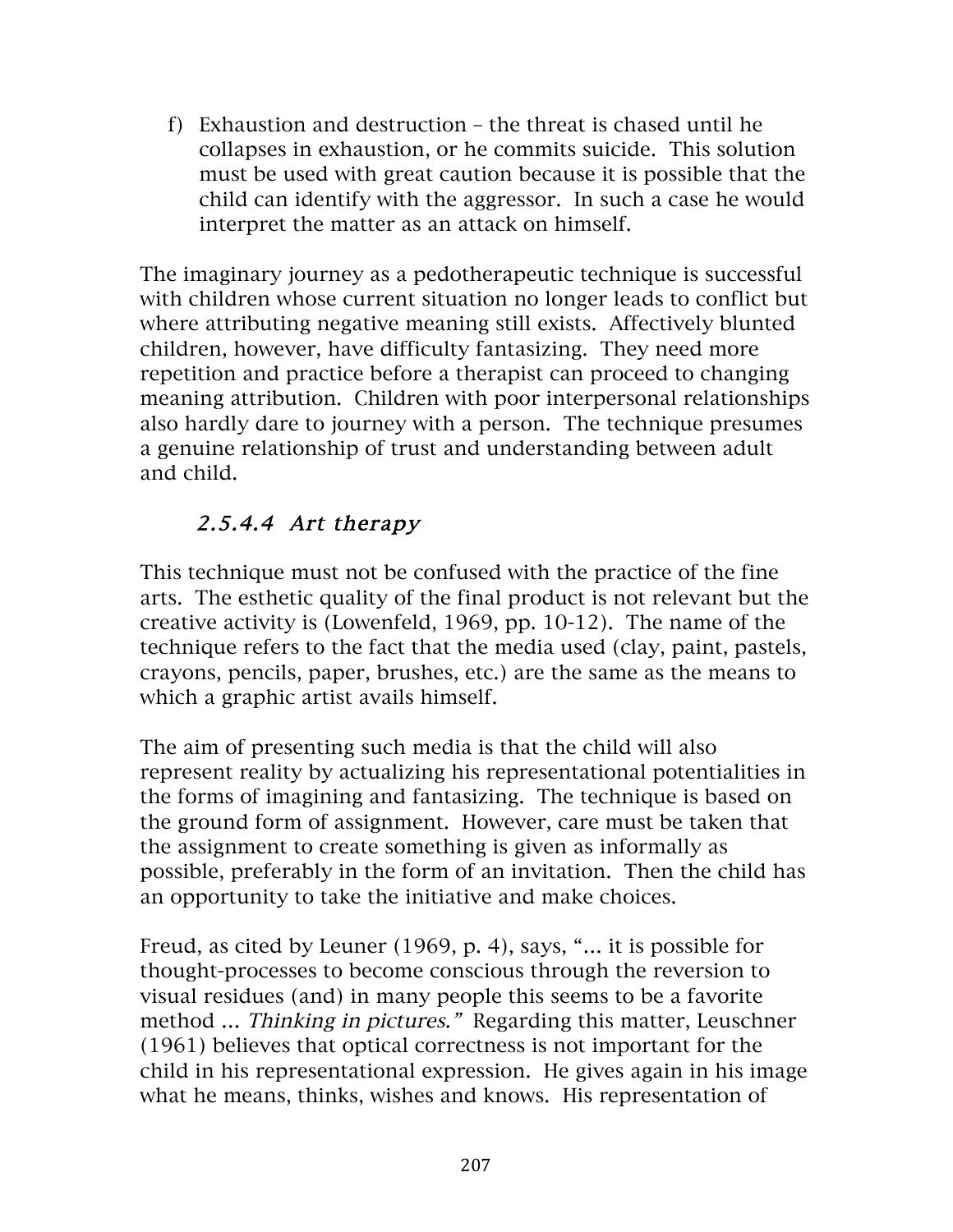f) Exhaustion and destruction – the threat is chased until he collapses in exhaustion, or he commits suicide. This solution must be used with great caution because it is possible that the child can identify with the aggressor. In such a case he would interpret the matter as an attack on himself.

The imaginary journey as a pedotherapeutic technique is successful with children whose current situation no longer leads to conflict but where attributing negative meaning still exists. Affectively blunted children, however, have difficulty fantasizing. They need more repetition and practice before a therapist can proceed to changing meaning attribution. Children with poor interpersonal relationships also hardly dare to journey with a person. The technique presumes a genuine relationship of trust and understanding between adult and child.

#### *2.5.4.4 Art therapy*

This technique must not be confused with the practice of the fine arts. The esthetic quality of the final product is not relevant but the creative activity is (Lowenfeld, 1969, pp. 10-12). The name of the technique refers to the fact that the media used (clay, paint, pastels, crayons, pencils, paper, brushes, etc.) are the same as the means to which a graphic artist avails himself.

The aim of presenting such media is that the child will also represent reality by actualizing his representational potentialities in the forms of imagining and fantasizing. The technique is based on the ground form of assignment. However, care must be taken that the assignment to create something is given as informally as possible, preferably in the form of an invitation. Then the child has an opportunity to take the initiative and make choices.

Freud, as cited by Leuner (1969, p. 4), says, "... it is possible for thought-processes to become conscious through the reversion to visual residues (and) in many people this seems to be a favorite method ... *Thinking in pictures."* Regarding this matter, Leuschner (1961) believes that optical correctness is not important for the child in his representational expression. He gives again in his image what he means, thinks, wishes and knows. His representation of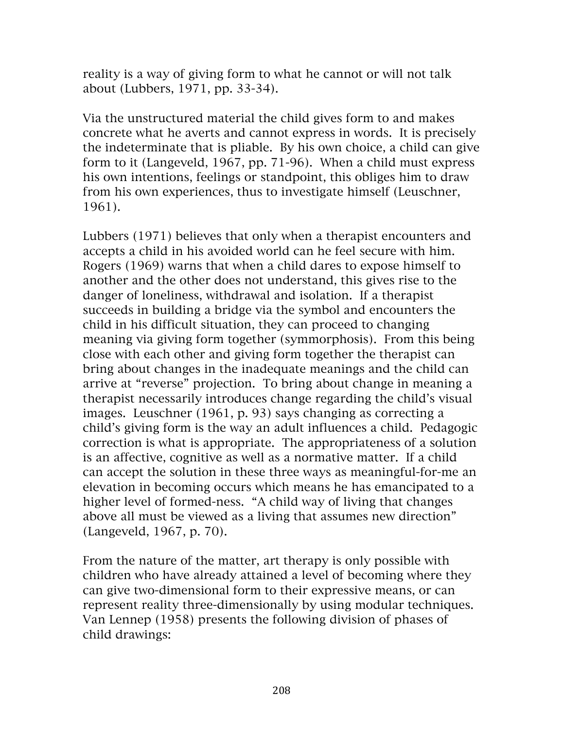reality is a way of giving form to what he cannot or will not talk about (Lubbers, 1971, pp. 33-34).

Via the unstructured material the child gives form to and makes concrete what he averts and cannot express in words. It is precisely the indeterminate that is pliable. By his own choice, a child can give form to it (Langeveld, 1967, pp. 71-96). When a child must express his own intentions, feelings or standpoint, this obliges him to draw from his own experiences, thus to investigate himself (Leuschner, 1961).

Lubbers (1971) believes that only when a therapist encounters and accepts a child in his avoided world can he feel secure with him. Rogers (1969) warns that when a child dares to expose himself to another and the other does not understand, this gives rise to the danger of loneliness, withdrawal and isolation. If a therapist succeeds in building a bridge via the symbol and encounters the child in his difficult situation, they can proceed to changing meaning via giving form together (symmorphosis). From this being close with each other and giving form together the therapist can bring about changes in the inadequate meanings and the child can arrive at "reverse" projection. To bring about change in meaning a therapist necessarily introduces change regarding the child's visual images. Leuschner (1961, p. 93) says changing as correcting a child's giving form is the way an adult influences a child. Pedagogic correction is what is appropriate. The appropriateness of a solution is an affective, cognitive as well as a normative matter. If a child can accept the solution in these three ways as meaningful-for-me an elevation in becoming occurs which means he has emancipated to a higher level of formed-ness. "A child way of living that changes above all must be viewed as a living that assumes new direction" (Langeveld, 1967, p. 70).

From the nature of the matter, art therapy is only possible with children who have already attained a level of becoming where they can give two-dimensional form to their expressive means, or can represent reality three-dimensionally by using modular techniques. Van Lennep (1958) presents the following division of phases of child drawings: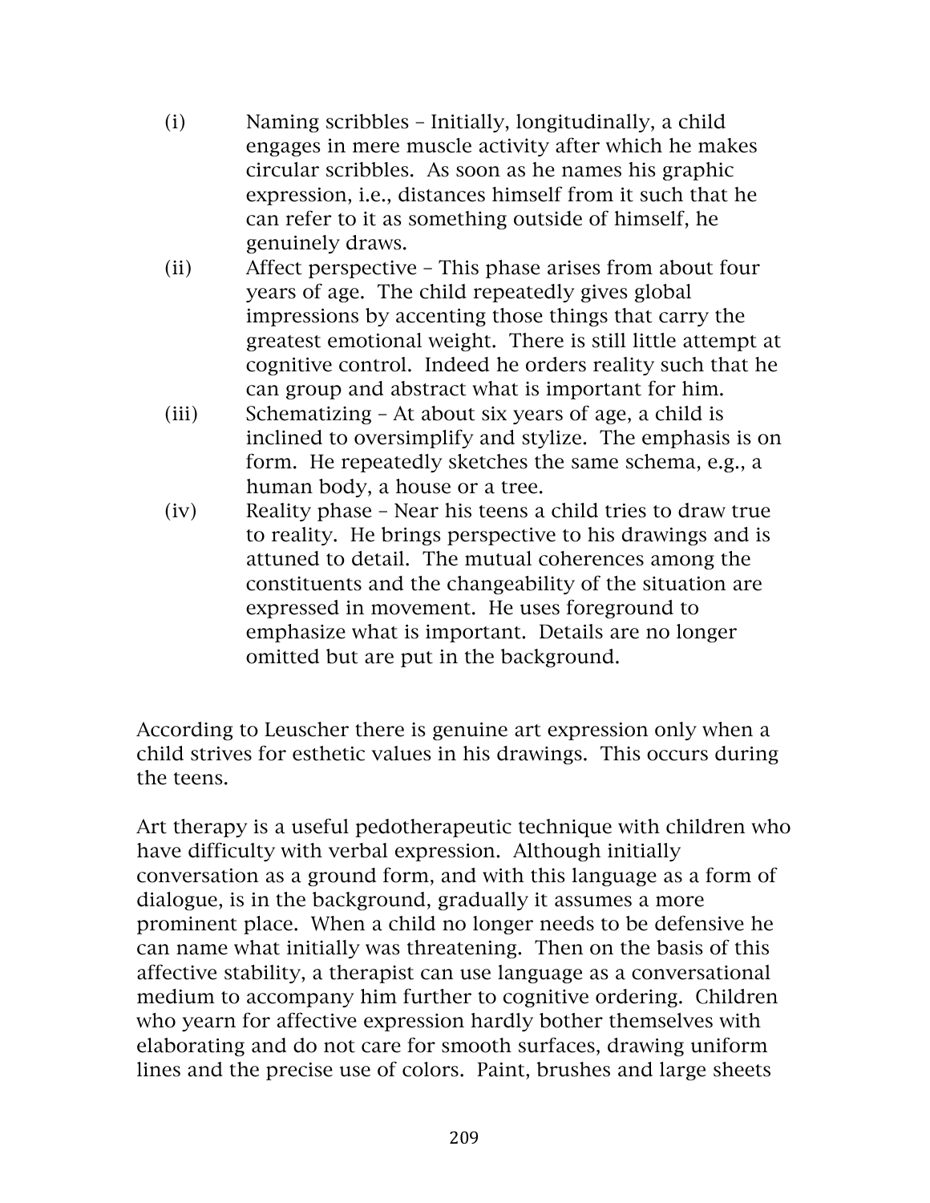(i) Naming scribbles – Initially, longitudinally, a child engages in mere muscle activity after which he makes circular scribbles. As soon as he names his graphic expression, i.e., distances himself from it such that he can refer to it as something outside of himself, he genuinely draws.

(ii) Affect perspective – This phase arises from about four years of age. The child repeatedly gives global impressions by accenting those things that carry the greatest emotional weight. There is still little attempt at cognitive control. Indeed he orders reality such that he can group and abstract what is important for him.

(iii) Schematizing – At about six years of age, a child is inclined to oversimplify and stylize. The emphasis is on form. He repeatedly sketches the same schema, e.g., a human body, a house or a tree.

(iv) Reality phase – Near his teens a child tries to draw true to reality. He brings perspective to his drawings and is attuned to detail. The mutual coherences among the constituents and the changeability of the situation are expressed in movement. He uses foreground to emphasize what is important. Details are no longer omitted but are put in the background.

According to Leuscher there is genuine art expression only when a child strives for esthetic values in his drawings. This occurs during the teens.

Art therapy is a useful pedotherapeutic technique with children who have difficulty with verbal expression. Although initially conversation as a ground form, and with this language as a form of dialogue, is in the background, gradually it assumes a more prominent place. When a child no longer needs to be defensive he can name what initially was threatening. Then on the basis of this affective stability, a therapist can use language as a conversational medium to accompany him further to cognitive ordering. Children who yearn for affective expression hardly bother themselves with elaborating and do not care for smooth surfaces, drawing uniform lines and the precise use of colors. Paint, brushes and large sheets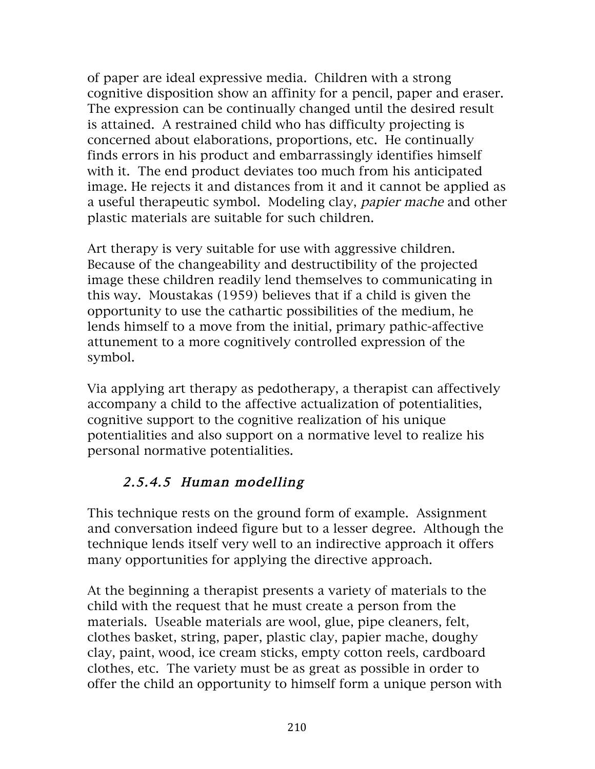of paper are ideal expressive media. Children with a strong cognitive disposition show an affinity for a pencil, paper and eraser. The expression can be continually changed until the desired result is attained. A restrained child who has difficulty projecting is concerned about elaborations, proportions, etc. He continually finds errors in his product and embarrassingly identifies himself with it. The end product deviates too much from his anticipated image. He rejects it and distances from it and it cannot be applied as a useful therapeutic symbol. Modeling clay, *papier mache* and other plastic materials are suitable for such children.

Art therapy is very suitable for use with aggressive children. Because of the changeability and destructibility of the projected image these children readily lend themselves to communicating in this way. Moustakas (1959) believes that if a child is given the opportunity to use the cathartic possibilities of the medium, he lends himself to a move from the initial, primary pathic-affective attunement to a more cognitively controlled expression of the symbol.

Via applying art therapy as pedotherapy, a therapist can affectively accompany a child to the affective actualization of potentialities, cognitive support to the cognitive realization of his unique potentialities and also support on a normative level to realize his personal normative potentialities.

#### *2.5.4.5 Human modelling*

This technique rests on the ground form of example. Assignment and conversation indeed figure but to a lesser degree. Although the technique lends itself very well to an indirective approach it offers many opportunities for applying the directive approach.

At the beginning a therapist presents a variety of materials to the child with the request that he must create a person from the materials. Useable materials are wool, glue, pipe cleaners, felt, clothes basket, string, paper, plastic clay, papier mache, doughy clay, paint, wood, ice cream sticks, empty cotton reels, cardboard clothes, etc. The variety must be as great as possible in order to offer the child an opportunity to himself form a unique person with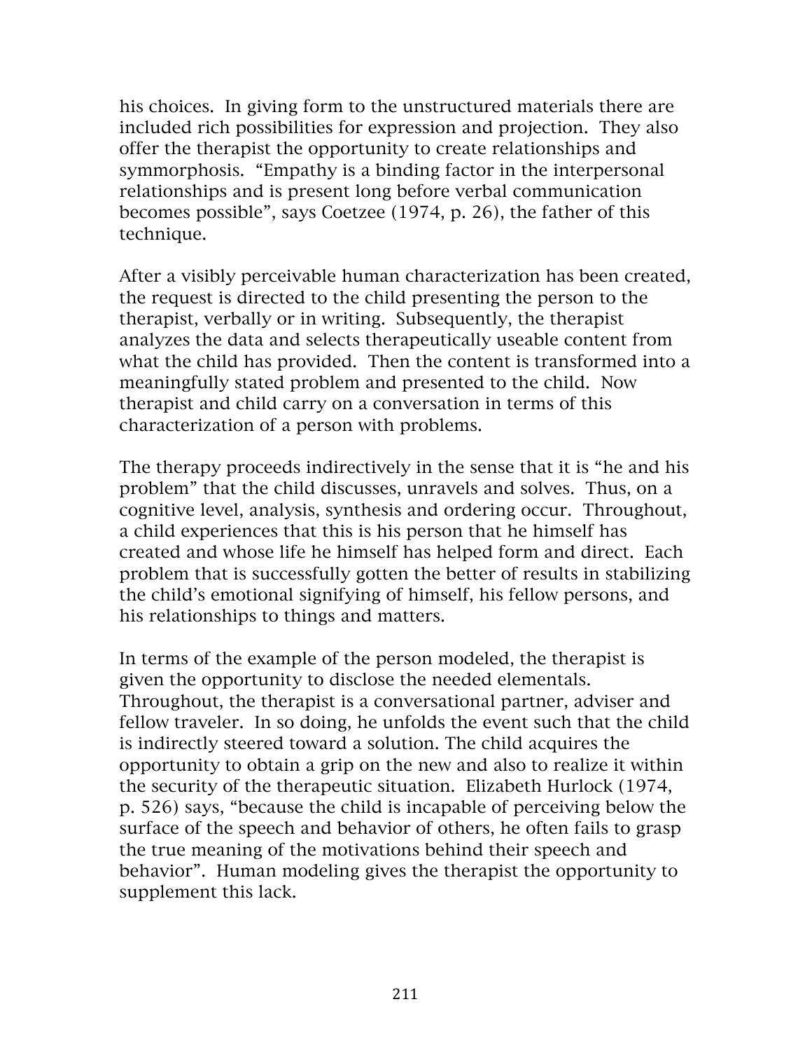his choices. In giving form to the unstructured materials there are included rich possibilities for expression and projection. They also offer the therapist the opportunity to create relationships and symmorphosis. "Empathy is a binding factor in the interpersonal relationships and is present long before verbal communication becomes possible", says Coetzee (1974, p. 26), the father of this technique.

After a visibly perceivable human characterization has been created, the request is directed to the child presenting the person to the therapist, verbally or in writing. Subsequently, the therapist analyzes the data and selects therapeutically useable content from what the child has provided. Then the content is transformed into a meaningfully stated problem and presented to the child. Now therapist and child carry on a conversation in terms of this characterization of a person with problems.

The therapy proceeds indirectively in the sense that it is "he and his problem" that the child discusses, unravels and solves. Thus, on a cognitive level, analysis, synthesis and ordering occur. Throughout, a child experiences that this is his person that he himself has created and whose life he himself has helped form and direct. Each problem that is successfully gotten the better of results in stabilizing the child's emotional signifying of himself, his fellow persons, and his relationships to things and matters.

In terms of the example of the person modeled, the therapist is given the opportunity to disclose the needed elementals. Throughout, the therapist is a conversational partner, adviser and fellow traveler. In so doing, he unfolds the event such that the child is indirectly steered toward a solution. The child acquires the opportunity to obtain a grip on the new and also to realize it within the security of the therapeutic situation. Elizabeth Hurlock (1974, p. 526) says, "because the child is incapable of perceiving below the surface of the speech and behavior of others, he often fails to grasp the true meaning of the motivations behind their speech and behavior". Human modeling gives the therapist the opportunity to supplement this lack.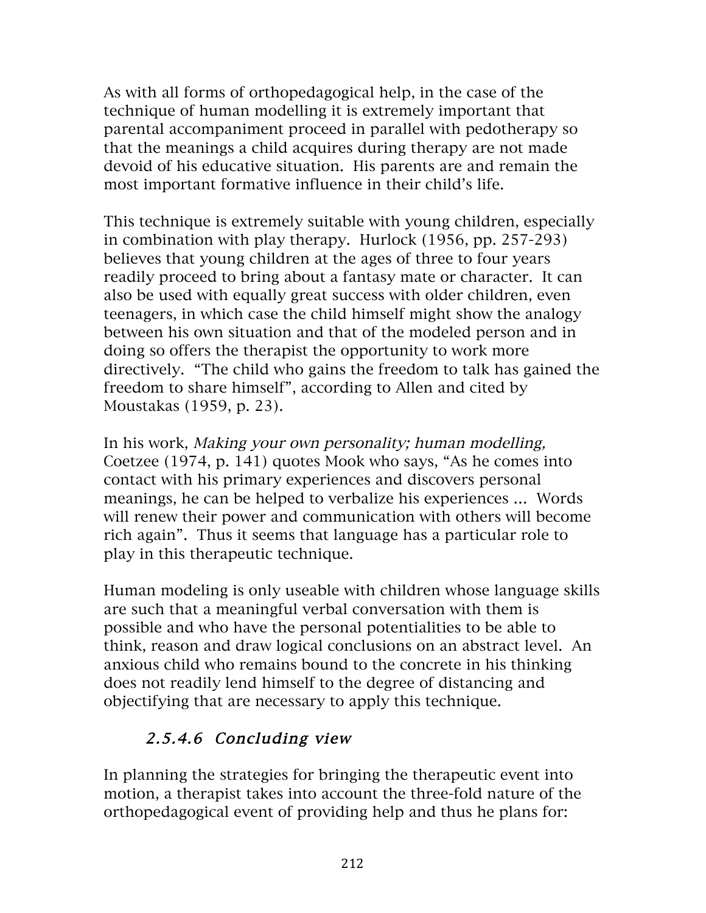As with all forms of orthopedagogical help, in the case of the technique of human modelling it is extremely important that parental accompaniment proceed in parallel with pedotherapy so that the meanings a child acquires during therapy are not made devoid of his educative situation. His parents are and remain the most important formative influence in their child's life.

This technique is extremely suitable with young children, especially in combination with play therapy. Hurlock (1956, pp. 257-293) believes that young children at the ages of three to four years readily proceed to bring about a fantasy mate or character. It can also be used with equally great success with older children, even teenagers, in which case the child himself might show the analogy between his own situation and that of the modeled person and in doing so offers the therapist the opportunity to work more directively. "The child who gains the freedom to talk has gained the freedom to share himself", according to Allen and cited by Moustakas (1959, p. 23).

In his work, *Making your own personality; human modelling,* Coetzee (1974, p. 141) quotes Mook who says, "As he comes into contact with his primary experiences and discovers personal meanings, he can be helped to verbalize his experiences ... Words will renew their power and communication with others will become rich again". Thus it seems that language has a particular role to play in this therapeutic technique.

Human modeling is only useable with children whose language skills are such that a meaningful verbal conversation with them is possible and who have the personal potentialities to be able to think, reason and draw logical conclusions on an abstract level. An anxious child who remains bound to the concrete in his thinking does not readily lend himself to the degree of distancing and objectifying that are necessary to apply this technique.

### *2.5.4.6 Concluding view*

In planning the strategies for bringing the therapeutic event into motion, a therapist takes into account the three-fold nature of the orthopedagogical event of providing help and thus he plans for: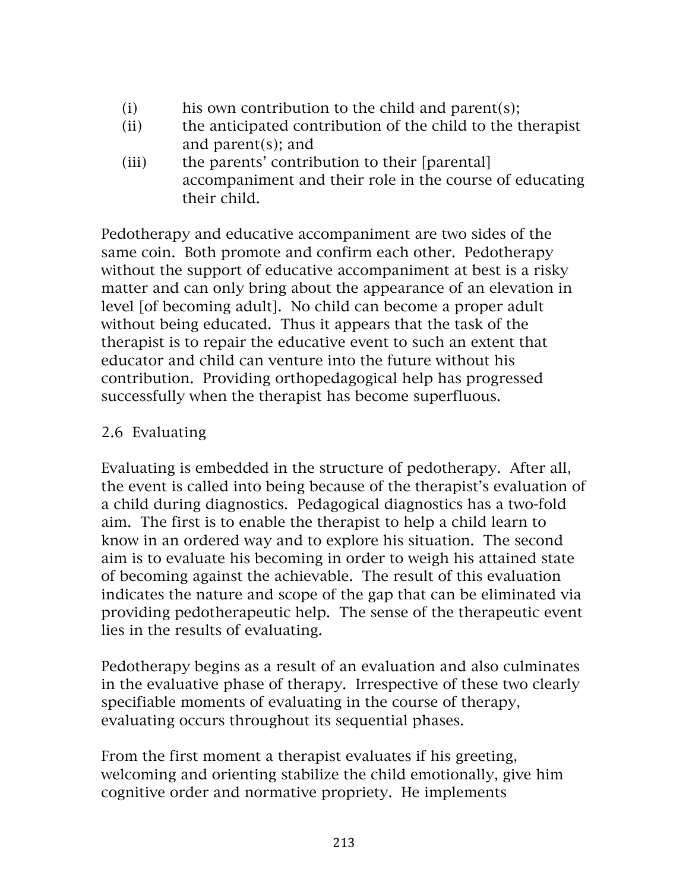(i) his own contribution to the child and parent(s);
(ii) the anticipated contribution of the child to the therapist and parent(s); and
(iii) the parents' contribution to their [parental] accompaniment and their role in the course of educating their child.

Pedotherapy and educative accompaniment are two sides of the same coin. Both promote and confirm each other. Pedotherapy without the support of educative accompaniment at best is a risky matter and can only bring about the appearance of an elevation in level [of becoming adult]. No child can become a proper adult without being educated. Thus it appears that the task of the therapist is to repair the educative event to such an extent that educator and child can venture into the future without his contribution. Providing orthopedagogical help has progressed successfully when the therapist has become superfluous.

## 2.6 Evaluating

Evaluating is embedded in the structure of pedotherapy. After all, the event is called into being because of the therapist's evaluation of a child during diagnostics. Pedagogical diagnostics has a two-fold aim. The first is to enable the therapist to help a child learn to know in an ordered way and to explore his situation. The second aim is to evaluate his becoming in order to weigh his attained state of becoming against the achievable. The result of this evaluation indicates the nature and scope of the gap that can be eliminated via providing pedotherapeutic help. The sense of the therapeutic event lies in the results of evaluating.

Pedotherapy begins as a result of an evaluation and also culminates in the evaluative phase of therapy. Irrespective of these two clearly specifiable moments of evaluating in the course of therapy, evaluating occurs throughout its sequential phases.

From the first moment a therapist evaluates if his greeting, welcoming and orienting stabilize the child emotionally, give him cognitive order and normative propriety. He implements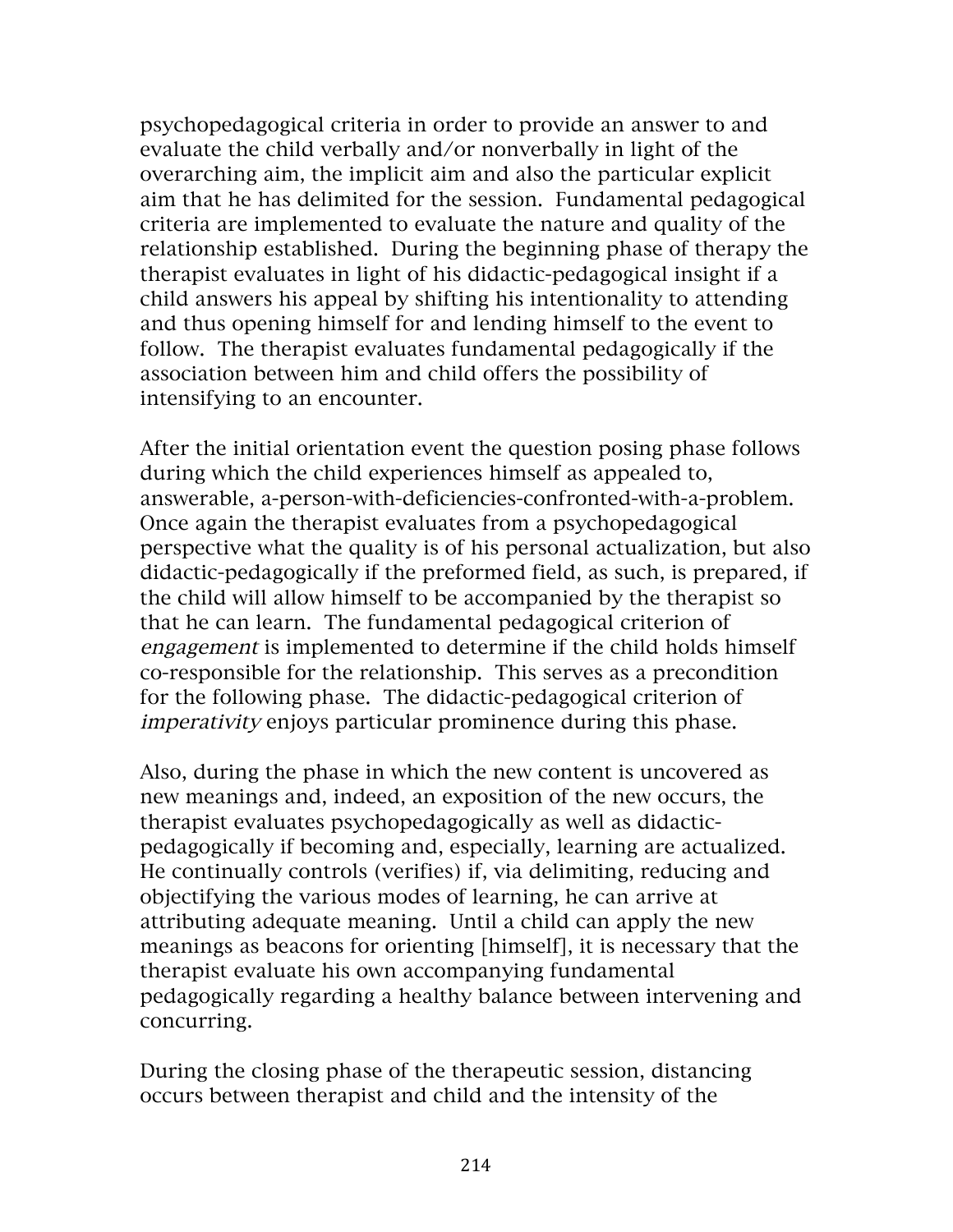psychopedagogical criteria in order to provide an answer to and evaluate the child verbally and/or nonverbally in light of the overarching aim, the implicit aim and also the particular explicit aim that he has delimited for the session. Fundamental pedagogical criteria are implemented to evaluate the nature and quality of the relationship established. During the beginning phase of therapy the therapist evaluates in light of his didactic-pedagogical insight if a child answers his appeal by shifting his intentionality to attending and thus opening himself for and lending himself to the event to follow. The therapist evaluates fundamental pedagogically if the association between him and child offers the possibility of intensifying to an encounter.

After the initial orientation event the question posing phase follows during which the child experiences himself as appealed to, answerable, a-person-with-deficiencies-confronted-with-a-problem. Once again the therapist evaluates from a psychopedagogical perspective what the quality is of his personal actualization, but also didactic-pedagogically if the preformed field, as such, is prepared, if the child will allow himself to be accompanied by the therapist so that he can learn. The fundamental pedagogical criterion of *engagement* is implemented to determine if the child holds himself co-responsible for the relationship. This serves as a precondition for the following phase. The didactic-pedagogical criterion of *imperativity* enjoys particular prominence during this phase.

Also, during the phase in which the new content is uncovered as new meanings and, indeed, an exposition of the new occurs, the therapist evaluates psychopedagogically as well as didactic-pedagogically if becoming and, especially, learning are actualized. He continually controls (verifies) if, via delimiting, reducing and objectifying the various modes of learning, he can arrive at attributing adequate meaning. Until a child can apply the new meanings as beacons for orienting [himself], it is necessary that the therapist evaluate his own accompanying fundamental pedagogically regarding a healthy balance between intervening and concurring.

During the closing phase of the therapeutic session, distancing occurs between therapist and child and the intensity of the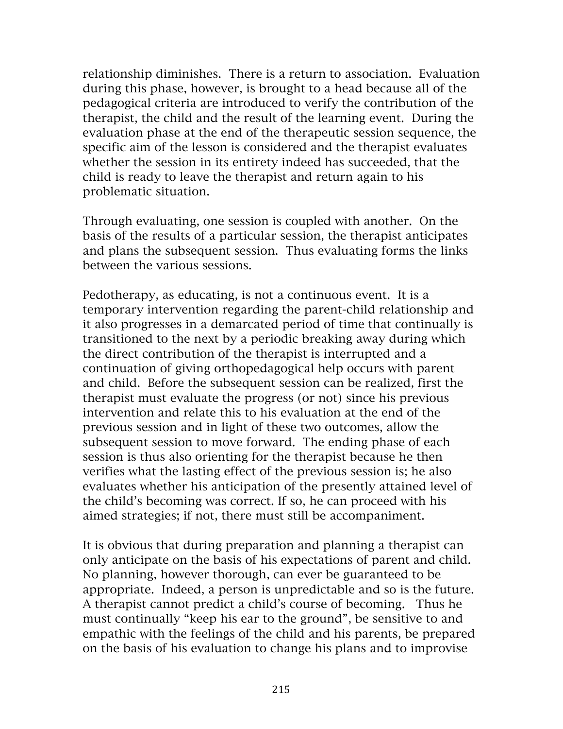relationship diminishes. There is a return to association. Evaluation during this phase, however, is brought to a head because all of the pedagogical criteria are introduced to verify the contribution of the therapist, the child and the result of the learning event. During the evaluation phase at the end of the therapeutic session sequence, the specific aim of the lesson is considered and the therapist evaluates whether the session in its entirety indeed has succeeded, that the child is ready to leave the therapist and return again to his problematic situation.

Through evaluating, one session is coupled with another. On the basis of the results of a particular session, the therapist anticipates and plans the subsequent session. Thus evaluating forms the links between the various sessions.

Pedotherapy, as educating, is not a continuous event. It is a temporary intervention regarding the parent-child relationship and it also progresses in a demarcated period of time that continually is transitioned to the next by a periodic breaking away during which the direct contribution of the therapist is interrupted and a continuation of giving orthopedagogical help occurs with parent and child. Before the subsequent session can be realized, first the therapist must evaluate the progress (or not) since his previous intervention and relate this to his evaluation at the end of the previous session and in light of these two outcomes, allow the subsequent session to move forward. The ending phase of each session is thus also orienting for the therapist because he then verifies what the lasting effect of the previous session is; he also evaluates whether his anticipation of the presently attained level of the child's becoming was correct. If so, he can proceed with his aimed strategies; if not, there must still be accompaniment.

It is obvious that during preparation and planning a therapist can only anticipate on the basis of his expectations of parent and child. No planning, however thorough, can ever be guaranteed to be appropriate. Indeed, a person is unpredictable and so is the future. A therapist cannot predict a child's course of becoming. Thus he must continually "keep his ear to the ground", be sensitive to and empathic with the feelings of the child and his parents, be prepared on the basis of his evaluation to change his plans and to improvise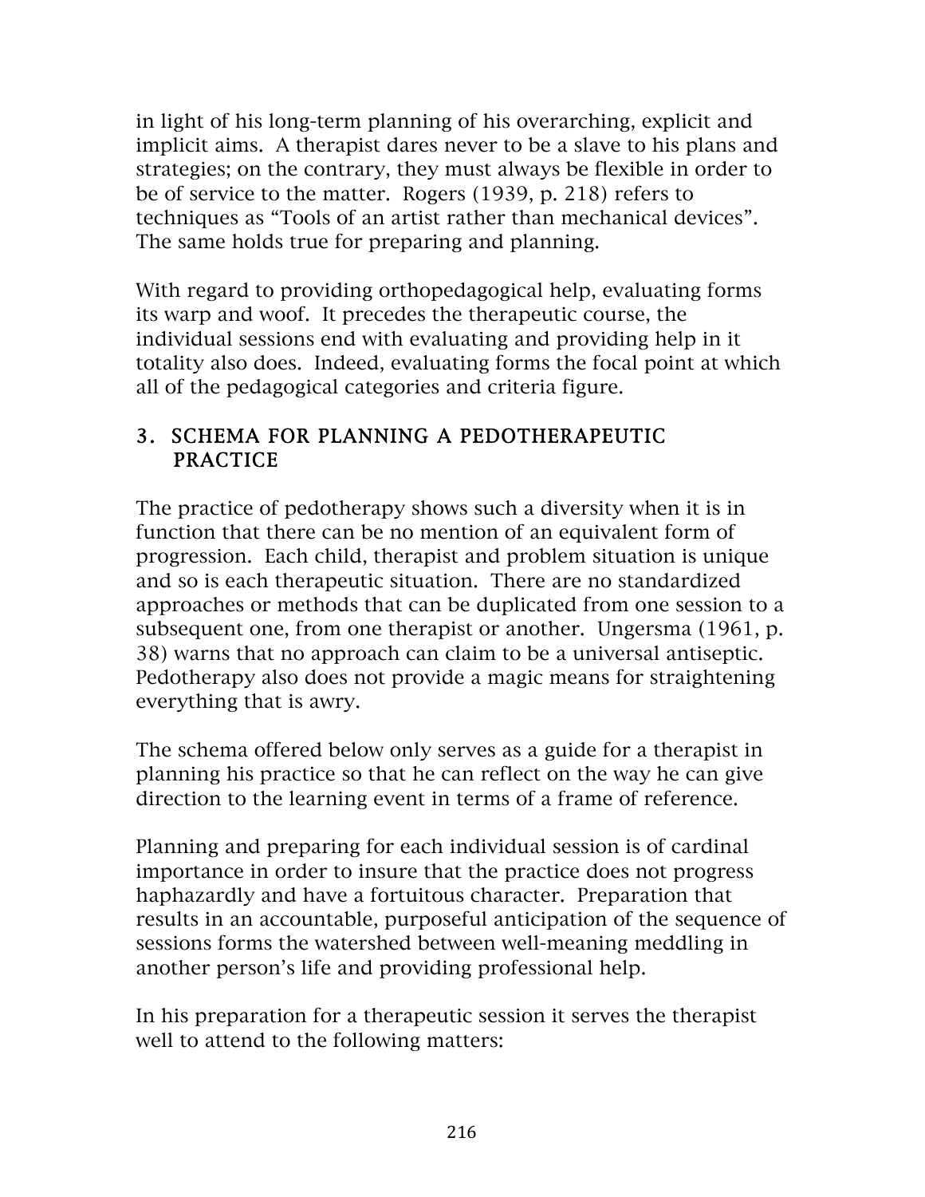in light of his long-term planning of his overarching, explicit and implicit aims. A therapist dares never to be a slave to his plans and strategies; on the contrary, they must always be flexible in order to be of service to the matter. Rogers (1939, p. 218) refers to techniques as "Tools of an artist rather than mechanical devices". The same holds true for preparing and planning.

With regard to providing orthopedagogical help, evaluating forms its warp and woof. It precedes the therapeutic course, the individual sessions end with evaluating and providing help in it totality also does. Indeed, evaluating forms the focal point at which all of the pedagogical categories and criteria figure.

## 3. SCHEMA FOR PLANNING A PEDOTHERAPEUTIC PRACTICE

The practice of pedotherapy shows such a diversity when it is in function that there can be no mention of an equivalent form of progression. Each child, therapist and problem situation is unique and so is each therapeutic situation. There are no standardized approaches or methods that can be duplicated from one session to a subsequent one, from one therapist or another. Ungersma (1961, p. 38) warns that no approach can claim to be a universal antiseptic. Pedotherapy also does not provide a magic means for straightening everything that is awry.

The schema offered below only serves as a guide for a therapist in planning his practice so that he can reflect on the way he can give direction to the learning event in terms of a frame of reference.

Planning and preparing for each individual session is of cardinal importance in order to insure that the practice does not progress haphazardly and have a fortuitous character. Preparation that results in an accountable, purposeful anticipation of the sequence of sessions forms the watershed between well-meaning meddling in another person's life and providing professional help.

In his preparation for a therapeutic session it serves the therapist well to attend to the following matters: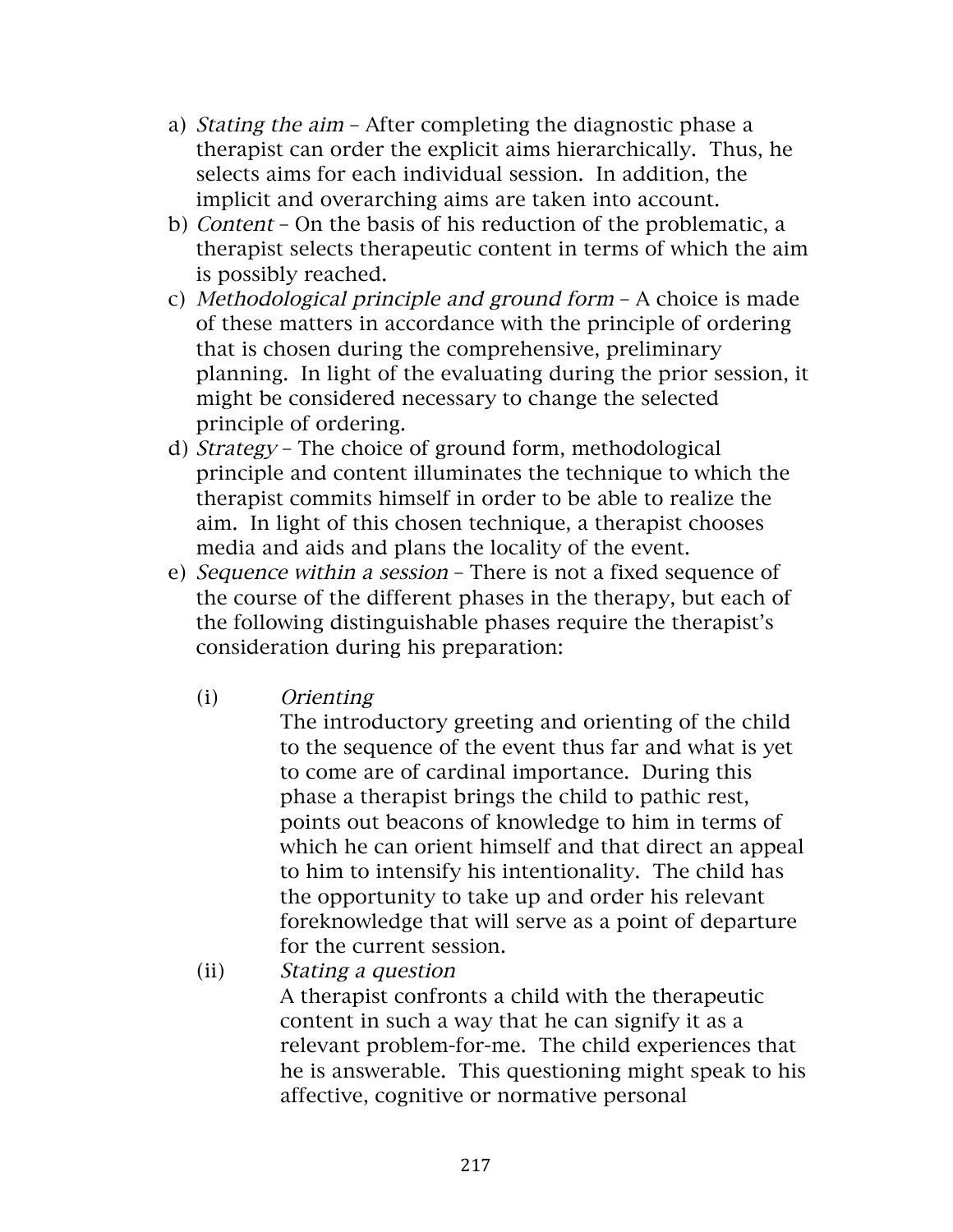a) *Stating the aim* – After completing the diagnostic phase a therapist can order the explicit aims hierarchically. Thus, he selects aims for each individual session. In addition, the implicit and overarching aims are taken into account.
b) *Content* – On the basis of his reduction of the problematic, a therapist selects therapeutic content in terms of which the aim is possibly reached.
c) *Methodological principle and ground form* – A choice is made of these matters in accordance with the principle of ordering that is chosen during the comprehensive, preliminary planning. In light of the evaluating during the prior session, it might be considered necessary to change the selected principle of ordering.
d) *Strategy* – The choice of ground form, methodological principle and content illuminates the technique to which the therapist commits himself in order to be able to realize the aim. In light of this chosen technique, a therapist chooses media and aids and plans the locality of the event.
e) *Sequence within a session* – There is not a fixed sequence of the course of the different phases in the therapy, but each of the following distinguishable phases require the therapist's consideration during his preparation:

   (i) *Orienting*
   The introductory greeting and orienting of the child to the sequence of the event thus far and what is yet to come are of cardinal importance. During this phase a therapist brings the child to pathic rest, points out beacons of knowledge to him in terms of which he can orient himself and that direct an appeal to him to intensify his intentionality. The child has the opportunity to take up and order his relevant foreknowledge that will serve as a point of departure for the current session.

   (ii) *Stating a question*
   A therapist confronts a child with the therapeutic content in such a way that he can signify it as a relevant problem-for-me. The child experiences that he is answerable. This questioning might speak to his affective, cognitive or normative personal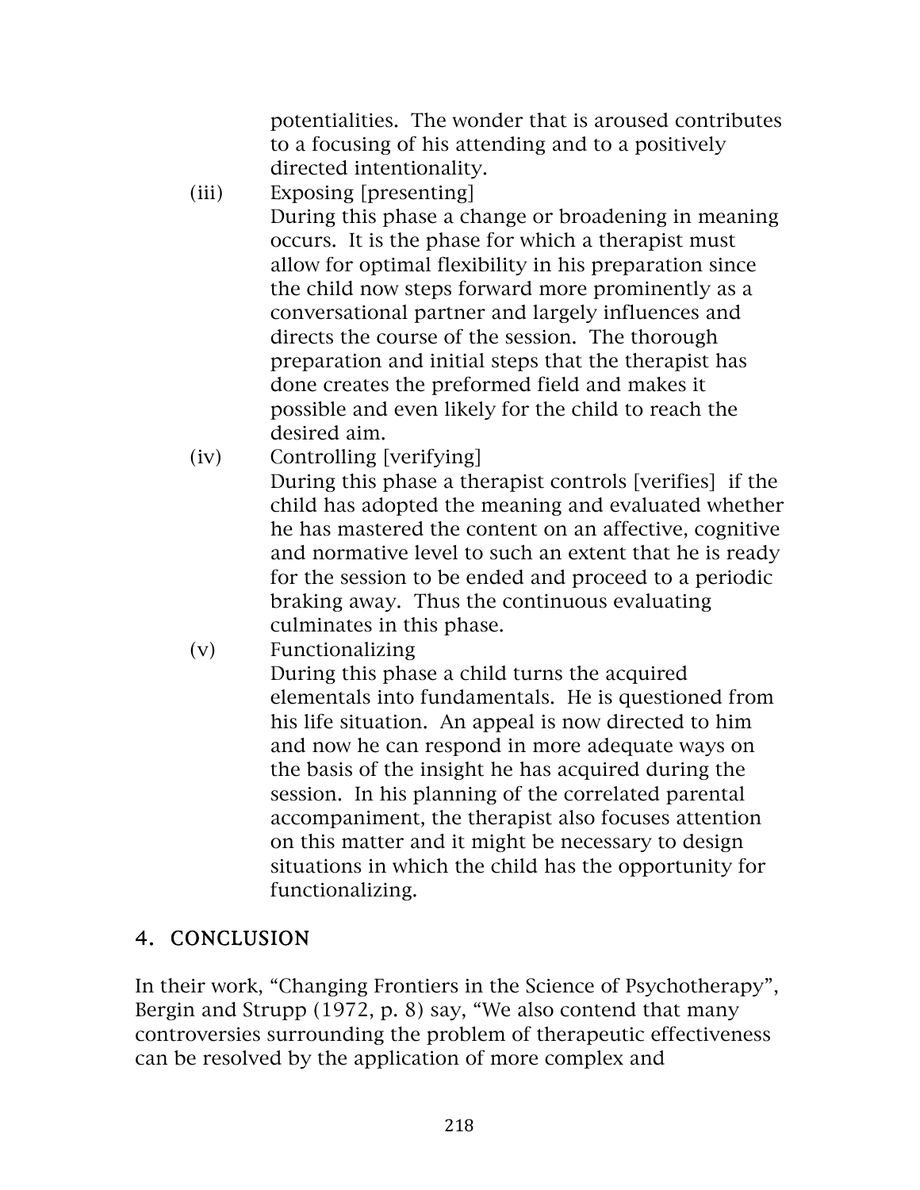potentialities. The wonder that is aroused contributes to a focusing of his attending and to a positively directed intentionality.

(iii) Exposing [presenting]
During this phase a change or broadening in meaning occurs. It is the phase for which a therapist must allow for optimal flexibility in his preparation since the child now steps forward more prominently as a conversational partner and largely influences and directs the course of the session. The thorough preparation and initial steps that the therapist has done creates the preformed field and makes it possible and even likely for the child to reach the desired aim.

(iv) Controlling [verifying]
During this phase a therapist controls [verifies] if the child has adopted the meaning and evaluated whether he has mastered the content on an affective, cognitive and normative level to such an extent that he is ready for the session to be ended and proceed to a periodic braking away. Thus the continuous evaluating culminates in this phase.

(v) Functionalizing
During this phase a child turns the acquired elementals into fundamentals. He is questioned from his life situation. An appeal is now directed to him and now he can respond in more adequate ways on the basis of the insight he has acquired during the session. In his planning of the correlated parental accompaniment, the therapist also focuses attention on this matter and it might be necessary to design situations in which the child has the opportunity for functionalizing.

## 4. CONCLUSION

In their work, "Changing Frontiers in the Science of Psychotherapy", Bergin and Strupp (1972, p. 8) say, "We also contend that many controversies surrounding the problem of therapeutic effectiveness can be resolved by the application of more complex and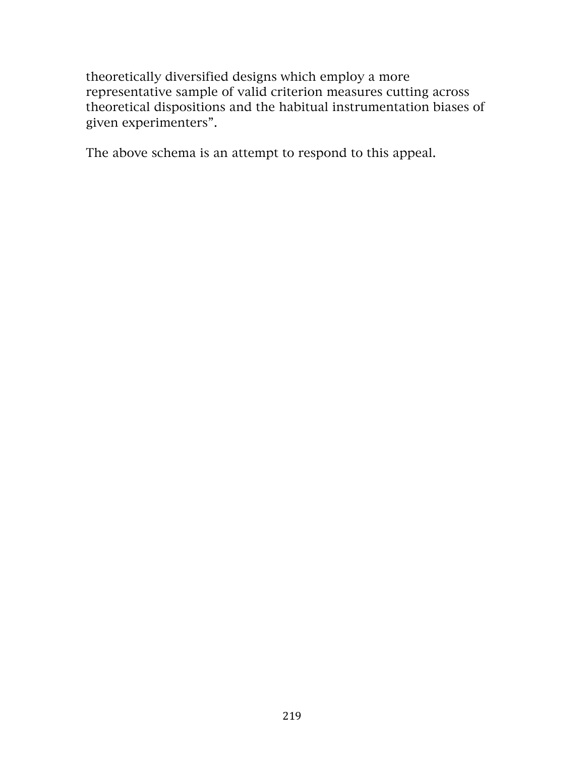theoretically diversified designs which employ a more representative sample of valid criterion measures cutting across theoretical dispositions and the habitual instrumentation biases of given experimenters".

The above schema is an attempt to respond to this appeal.